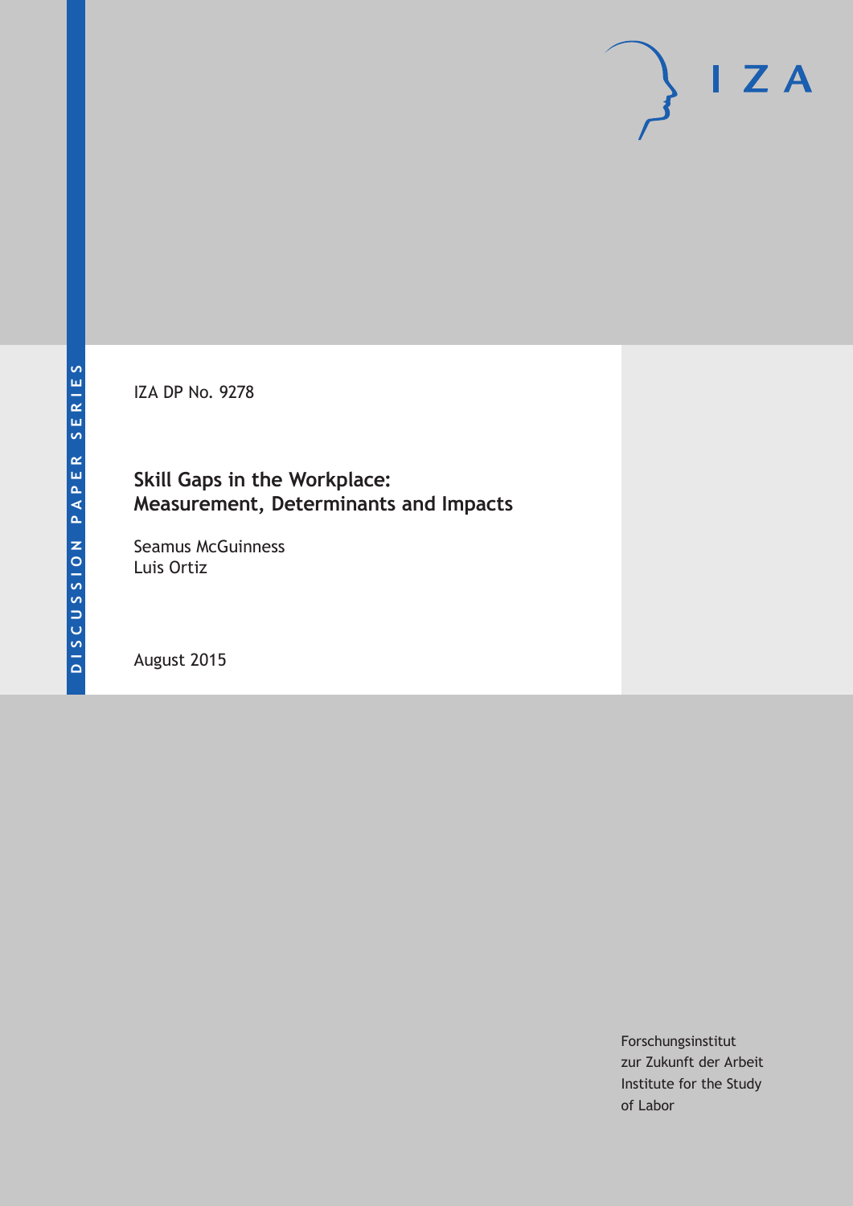DISCUSSION PAPER SERIES

IZA

IZA DP No. 9278

# Skill Gaps in the Workplace: Measurement, Determinants and Impacts

Seamus McGuinness
Luis Ortiz

August 2015

Forschungsinstitut
zur Zukunft der Arbeit
Institute for the Study
of Labor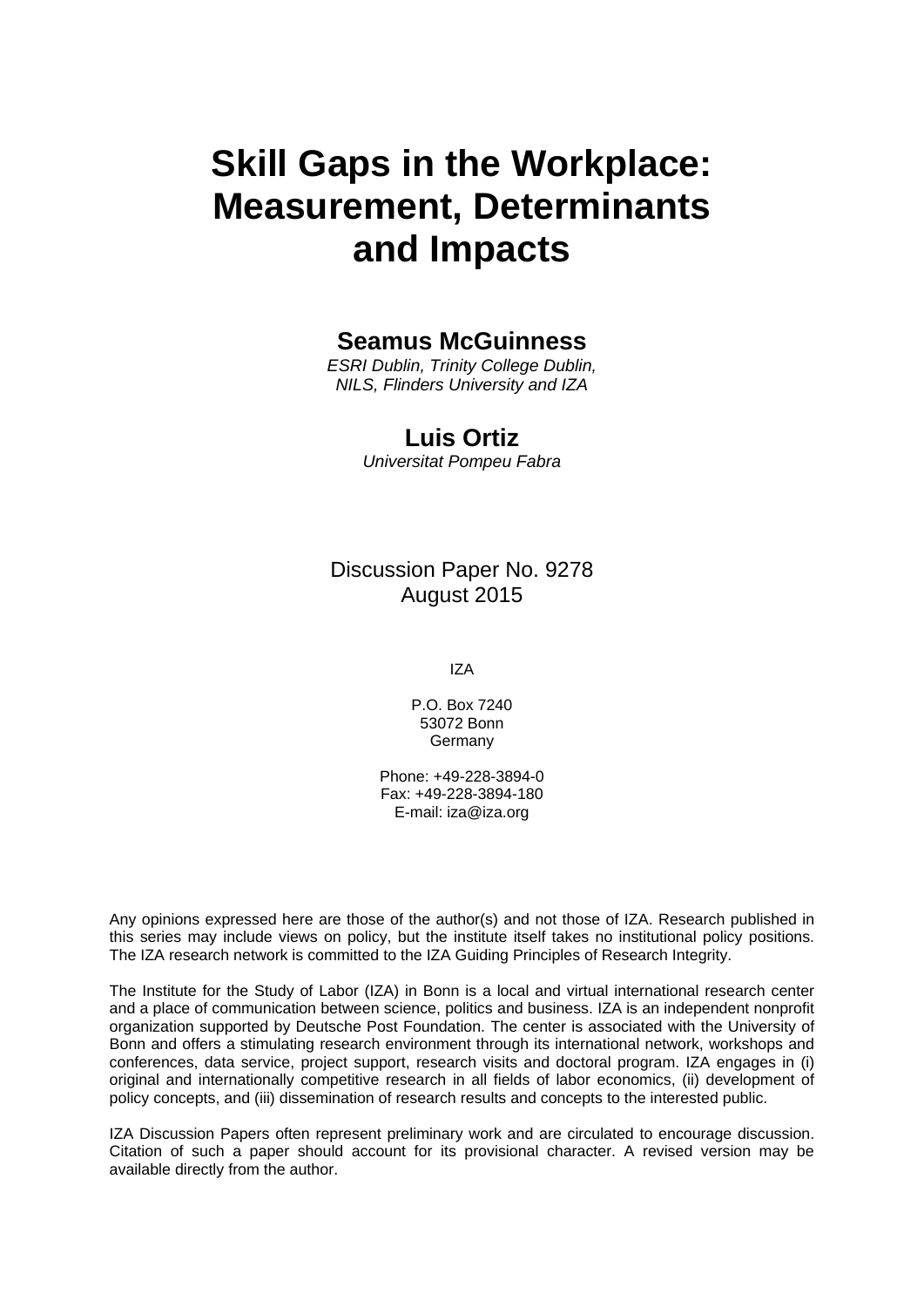# Skill Gaps in the Workplace: Measurement, Determinants and Impacts

**Seamus McGuinness**

*ESRI Dublin, Trinity College Dublin, NILS, Flinders University and IZA*

**Luis Ortiz**

*Universitat Pompeu Fabra*

Discussion Paper No. 9278
August 2015

IZA

P.O. Box 7240
53072 Bonn
Germany

Phone: +49-228-3894-0
Fax: +49-228-3894-180
E-mail: iza@iza.org

Any opinions expressed here are those of the author(s) and not those of IZA. Research published in this series may include views on policy, but the institute itself takes no institutional policy positions. The IZA research network is committed to the IZA Guiding Principles of Research Integrity.

The Institute for the Study of Labor (IZA) in Bonn is a local and virtual international research center and a place of communication between science, politics and business. IZA is an independent nonprofit organization supported by Deutsche Post Foundation. The center is associated with the University of Bonn and offers a stimulating research environment through its international network, workshops and conferences, data service, project support, research visits and doctoral program. IZA engages in (i) original and internationally competitive research in all fields of labor economics, (ii) development of policy concepts, and (iii) dissemination of research results and concepts to the interested public.

IZA Discussion Papers often represent preliminary work and are circulated to encourage discussion. Citation of such a paper should account for its provisional character. A revised version may be available directly from the author.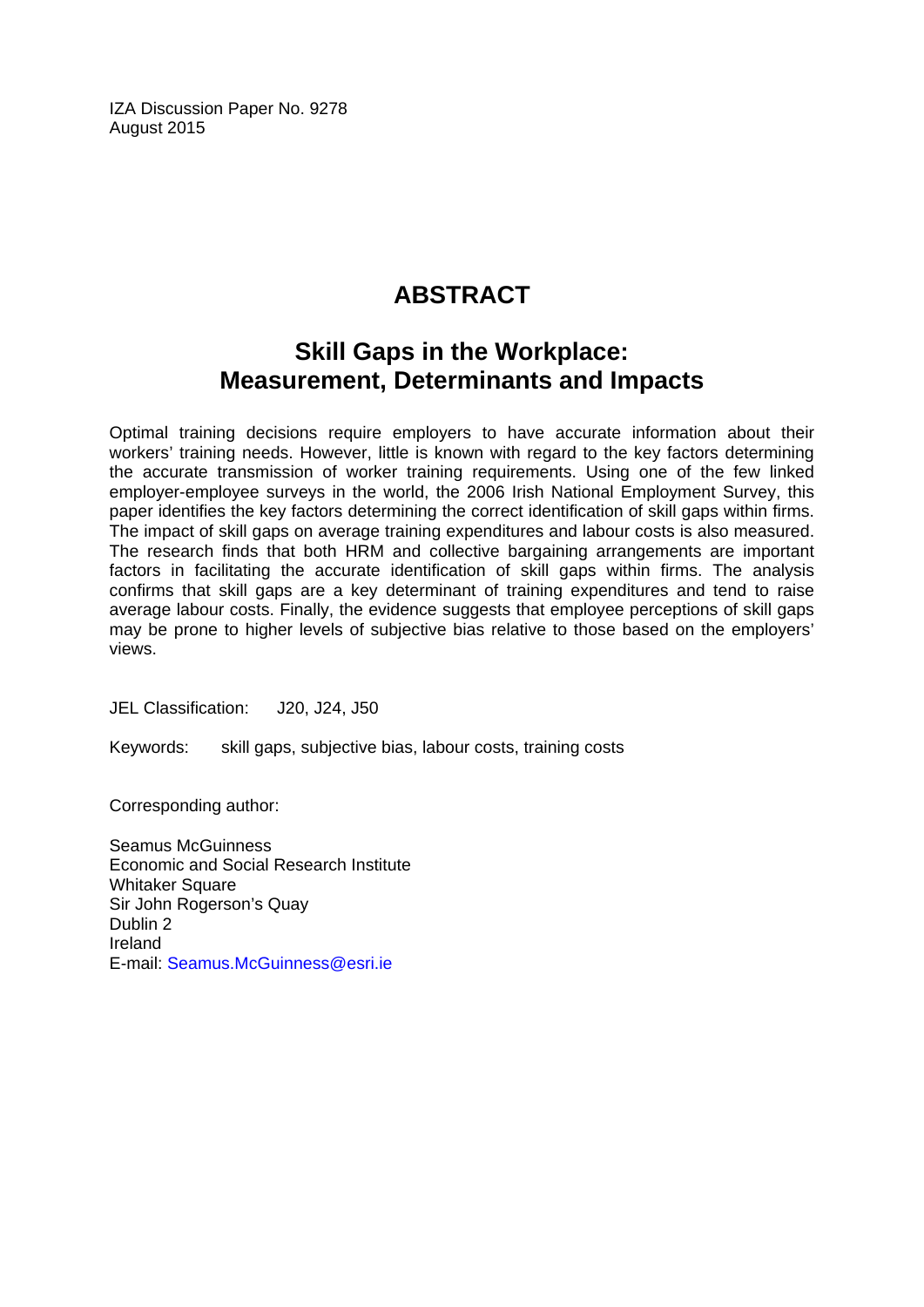IZA Discussion Paper No. 9278
August 2015

# ABSTRACT

## Skill Gaps in the Workplace: Measurement, Determinants and Impacts

Optimal training decisions require employers to have accurate information about their workers' training needs. However, little is known with regard to the key factors determining the accurate transmission of worker training requirements. Using one of the few linked employer-employee surveys in the world, the 2006 Irish National Employment Survey, this paper identifies the key factors determining the correct identification of skill gaps within firms. The impact of skill gaps on average training expenditures and labour costs is also measured. The research finds that both HRM and collective bargaining arrangements are important factors in facilitating the accurate identification of skill gaps within firms. The analysis confirms that skill gaps are a key determinant of training expenditures and tend to raise average labour costs. Finally, the evidence suggests that employee perceptions of skill gaps may be prone to higher levels of subjective bias relative to those based on the employers' views.

JEL Classification: J20, J24, J50

Keywords: skill gaps, subjective bias, labour costs, training costs

Corresponding author:

Seamus McGuinness
Economic and Social Research Institute
Whitaker Square
Sir John Rogerson's Quay
Dublin 2
Ireland
E-mail: Seamus.McGuinness@esri.ie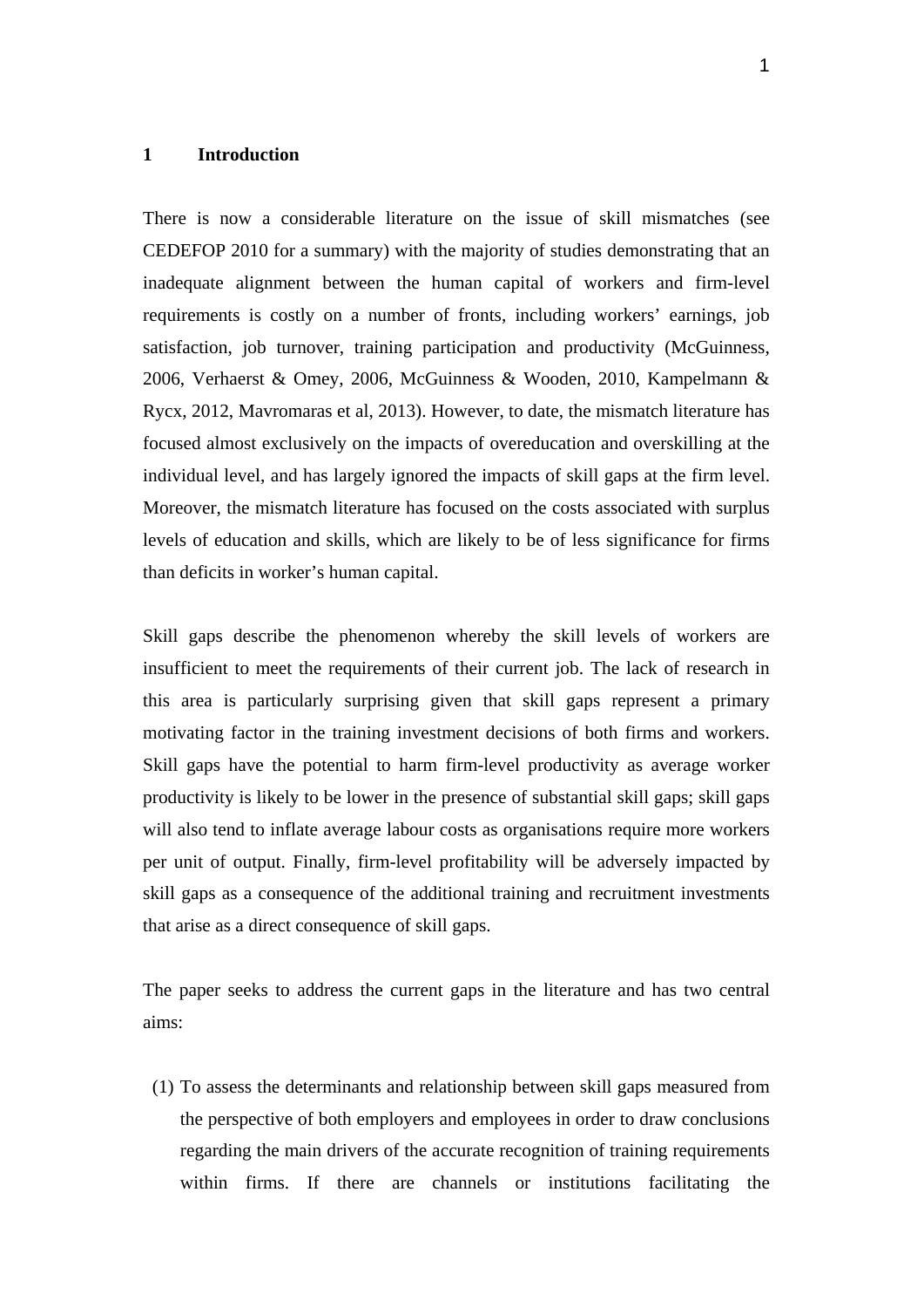# 1 Introduction

There is now a considerable literature on the issue of skill mismatches (see CEDEFOP 2010 for a summary) with the majority of studies demonstrating that an inadequate alignment between the human capital of workers and firm-level requirements is costly on a number of fronts, including workers' earnings, job satisfaction, job turnover, training participation and productivity (McGuinness, 2006, Verhaerst & Omey, 2006, McGuinness & Wooden, 2010, Kampelmann & Rycx, 2012, Mavromaras et al, 2013). However, to date, the mismatch literature has focused almost exclusively on the impacts of overeducation and overskilling at the individual level, and has largely ignored the impacts of skill gaps at the firm level. Moreover, the mismatch literature has focused on the costs associated with surplus levels of education and skills, which are likely to be of less significance for firms than deficits in worker's human capital.

Skill gaps describe the phenomenon whereby the skill levels of workers are insufficient to meet the requirements of their current job. The lack of research in this area is particularly surprising given that skill gaps represent a primary motivating factor in the training investment decisions of both firms and workers. Skill gaps have the potential to harm firm-level productivity as average worker productivity is likely to be lower in the presence of substantial skill gaps; skill gaps will also tend to inflate average labour costs as organisations require more workers per unit of output. Finally, firm-level profitability will be adversely impacted by skill gaps as a consequence of the additional training and recruitment investments that arise as a direct consequence of skill gaps.

The paper seeks to address the current gaps in the literature and has two central aims:

(1) To assess the determinants and relationship between skill gaps measured from the perspective of both employers and employees in order to draw conclusions regarding the main drivers of the accurate recognition of training requirements within firms. If there are channels or institutions facilitating the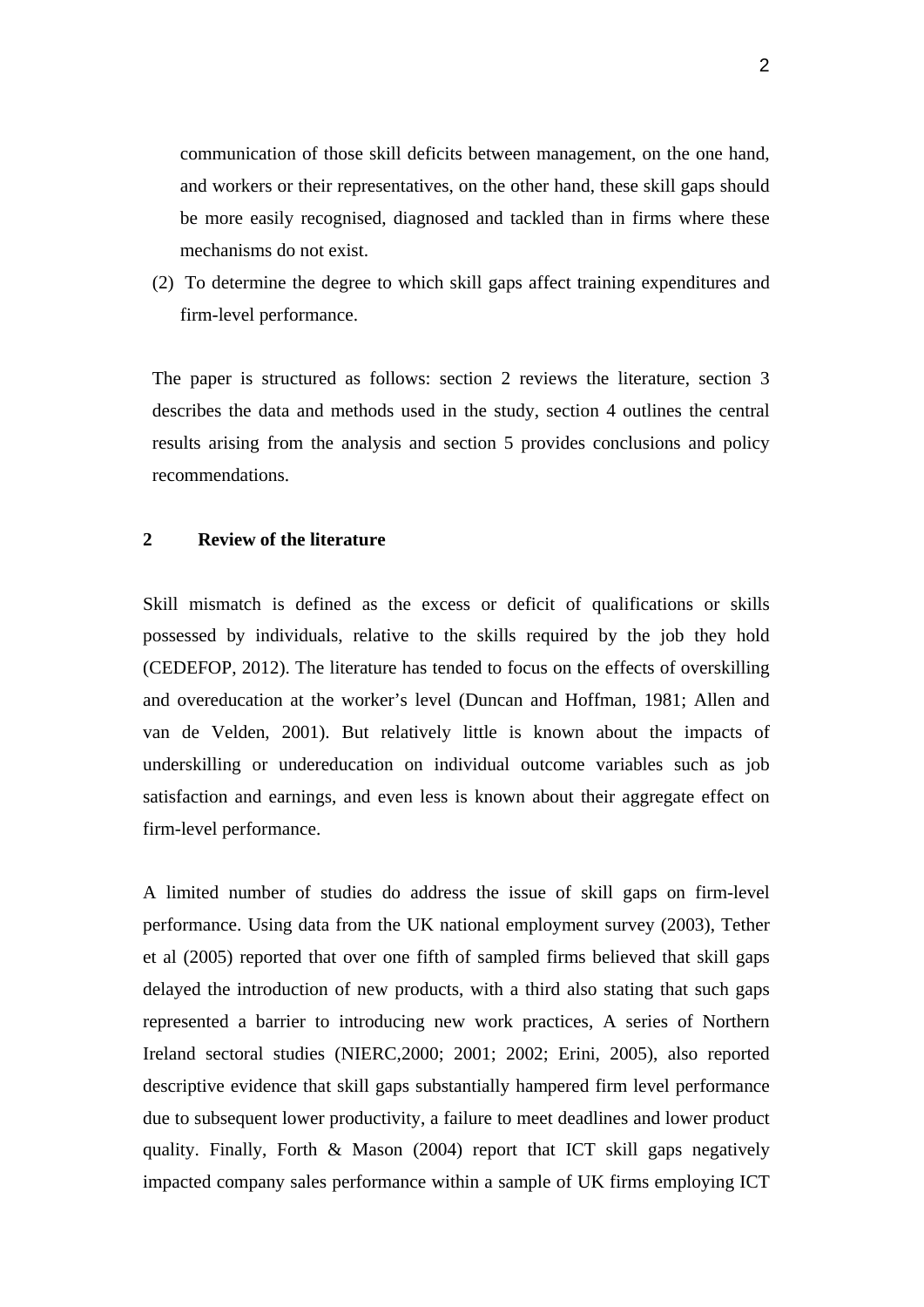communication of those skill deficits between management, on the one hand, and workers or their representatives, on the other hand, these skill gaps should be more easily recognised, diagnosed and tackled than in firms where these mechanisms do not exist.

(2) To determine the degree to which skill gaps affect training expenditures and firm-level performance.

The paper is structured as follows: section 2 reviews the literature, section 3 describes the data and methods used in the study, section 4 outlines the central results arising from the analysis and section 5 provides conclusions and policy recommendations.

## 2 Review of the literature

Skill mismatch is defined as the excess or deficit of qualifications or skills possessed by individuals, relative to the skills required by the job they hold (CEDEFOP, 2012). The literature has tended to focus on the effects of overskilling and overeducation at the worker's level (Duncan and Hoffman, 1981; Allen and van de Velden, 2001). But relatively little is known about the impacts of underskilling or undereducation on individual outcome variables such as job satisfaction and earnings, and even less is known about their aggregate effect on firm-level performance.

A limited number of studies do address the issue of skill gaps on firm-level performance. Using data from the UK national employment survey (2003), Tether et al (2005) reported that over one fifth of sampled firms believed that skill gaps delayed the introduction of new products, with a third also stating that such gaps represented a barrier to introducing new work practices, A series of Northern Ireland sectoral studies (NIERC,2000; 2001; 2002; Erini, 2005), also reported descriptive evidence that skill gaps substantially hampered firm level performance due to subsequent lower productivity, a failure to meet deadlines and lower product quality. Finally, Forth & Mason (2004) report that ICT skill gaps negatively impacted company sales performance within a sample of UK firms employing ICT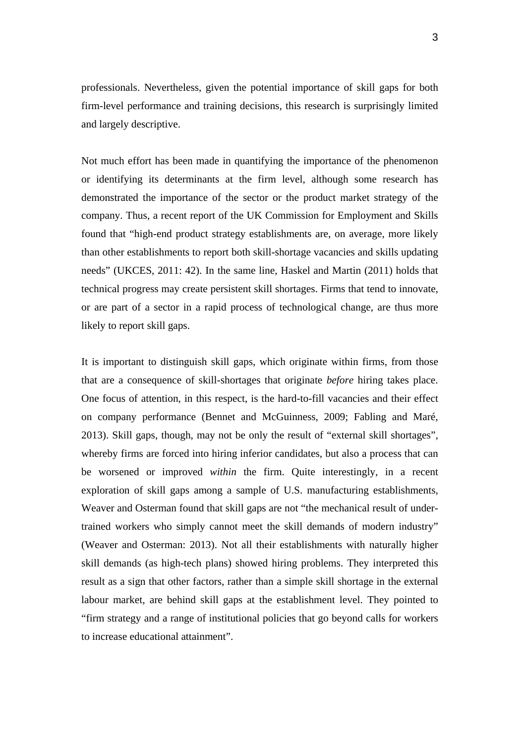professionals. Nevertheless, given the potential importance of skill gaps for both firm-level performance and training decisions, this research is surprisingly limited and largely descriptive.

Not much effort has been made in quantifying the importance of the phenomenon or identifying its determinants at the firm level, although some research has demonstrated the importance of the sector or the product market strategy of the company. Thus, a recent report of the UK Commission for Employment and Skills found that "high-end product strategy establishments are, on average, more likely than other establishments to report both skill-shortage vacancies and skills updating needs" (UKCES, 2011: 42). In the same line, Haskel and Martin (2011) holds that technical progress may create persistent skill shortages. Firms that tend to innovate, or are part of a sector in a rapid process of technological change, are thus more likely to report skill gaps.

It is important to distinguish skill gaps, which originate within firms, from those that are a consequence of skill-shortages that originate *before* hiring takes place. One focus of attention, in this respect, is the hard-to-fill vacancies and their effect on company performance (Bennet and McGuinness, 2009; Fabling and Maré, 2013). Skill gaps, though, may not be only the result of "external skill shortages", whereby firms are forced into hiring inferior candidates, but also a process that can be worsened or improved *within* the firm. Quite interestingly, in a recent exploration of skill gaps among a sample of U.S. manufacturing establishments, Weaver and Osterman found that skill gaps are not "the mechanical result of under-trained workers who simply cannot meet the skill demands of modern industry" (Weaver and Osterman: 2013). Not all their establishments with naturally higher skill demands (as high-tech plans) showed hiring problems. They interpreted this result as a sign that other factors, rather than a simple skill shortage in the external labour market, are behind skill gaps at the establishment level. They pointed to "firm strategy and a range of institutional policies that go beyond calls for workers to increase educational attainment".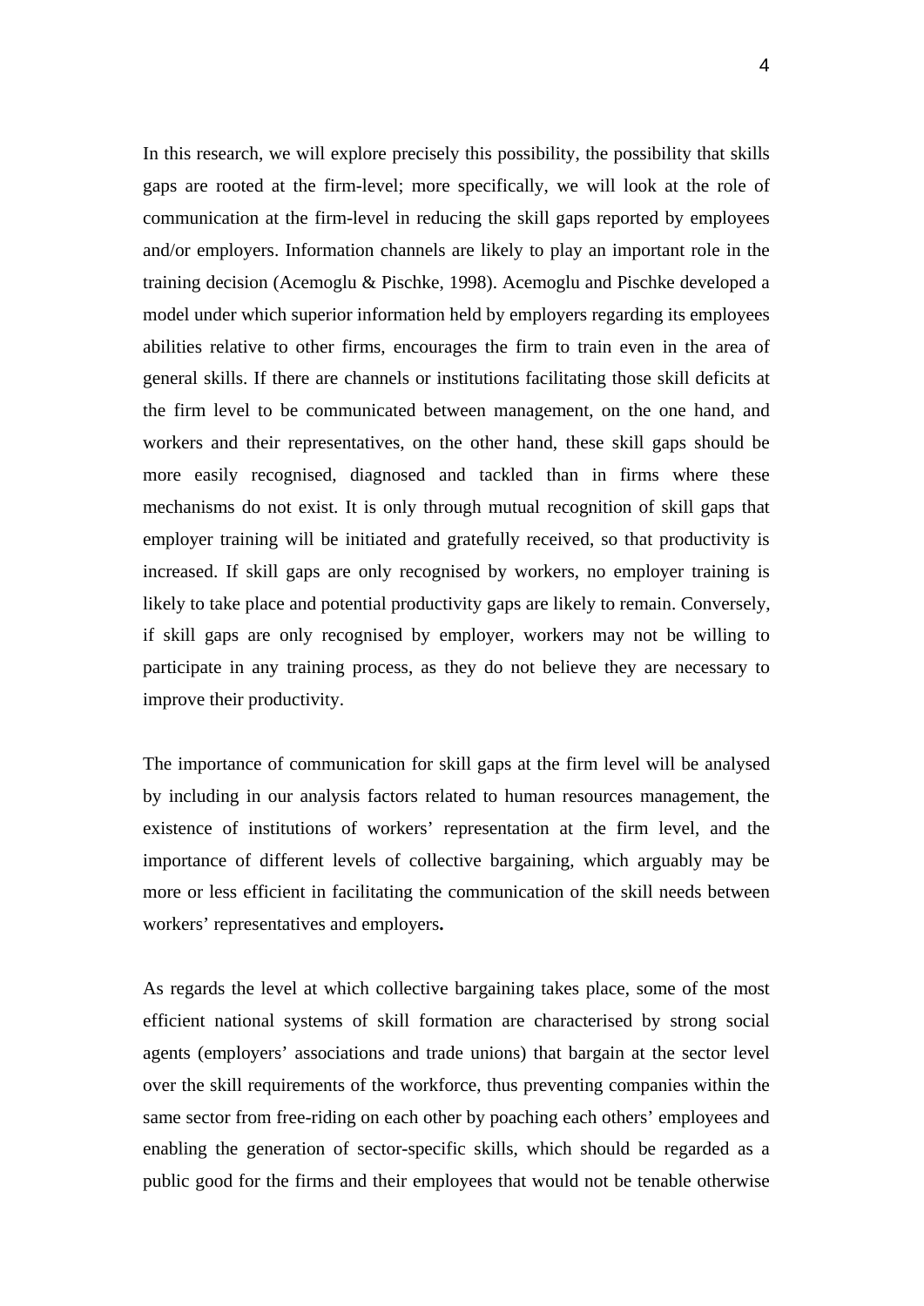In this research, we will explore precisely this possibility, the possibility that skills gaps are rooted at the firm-level; more specifically, we will look at the role of communication at the firm-level in reducing the skill gaps reported by employees and/or employers. Information channels are likely to play an important role in the training decision (Acemoglu & Pischke, 1998). Acemoglu and Pischke developed a model under which superior information held by employers regarding its employees abilities relative to other firms, encourages the firm to train even in the area of general skills. If there are channels or institutions facilitating those skill deficits at the firm level to be communicated between management, on the one hand, and workers and their representatives, on the other hand, these skill gaps should be more easily recognised, diagnosed and tackled than in firms where these mechanisms do not exist. It is only through mutual recognition of skill gaps that employer training will be initiated and gratefully received, so that productivity is increased. If skill gaps are only recognised by workers, no employer training is likely to take place and potential productivity gaps are likely to remain. Conversely, if skill gaps are only recognised by employer, workers may not be willing to participate in any training process, as they do not believe they are necessary to improve their productivity.

The importance of communication for skill gaps at the firm level will be analysed by including in our analysis factors related to human resources management, the existence of institutions of workers' representation at the firm level, and the importance of different levels of collective bargaining, which arguably may be more or less efficient in facilitating the communication of the skill needs between workers' representatives and employers.

As regards the level at which collective bargaining takes place, some of the most efficient national systems of skill formation are characterised by strong social agents (employers' associations and trade unions) that bargain at the sector level over the skill requirements of the workforce, thus preventing companies within the same sector from free-riding on each other by poaching each others' employees and enabling the generation of sector-specific skills, which should be regarded as a public good for the firms and their employees that would not be tenable otherwise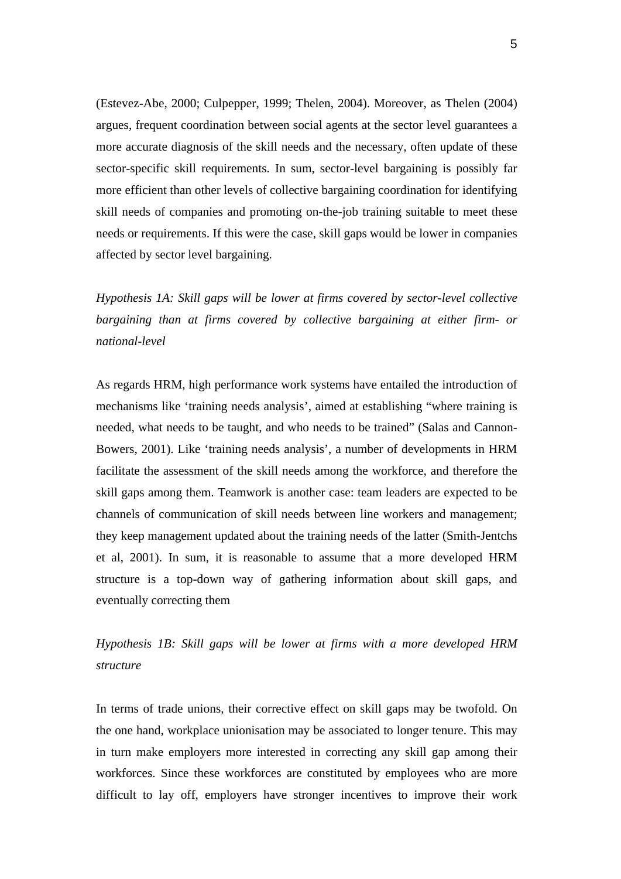(Estevez-Abe, 2000; Culpepper, 1999; Thelen, 2004). Moreover, as Thelen (2004) argues, frequent coordination between social agents at the sector level guarantees a more accurate diagnosis of the skill needs and the necessary, often update of these sector-specific skill requirements. In sum, sector-level bargaining is possibly far more efficient than other levels of collective bargaining coordination for identifying skill needs of companies and promoting on-the-job training suitable to meet these needs or requirements. If this were the case, skill gaps would be lower in companies affected by sector level bargaining.

*Hypothesis 1A: Skill gaps will be lower at firms covered by sector-level collective bargaining than at firms covered by collective bargaining at either firm- or national-level*

As regards HRM, high performance work systems have entailed the introduction of mechanisms like 'training needs analysis', aimed at establishing "where training is needed, what needs to be taught, and who needs to be trained" (Salas and Cannon-Bowers, 2001). Like 'training needs analysis', a number of developments in HRM facilitate the assessment of the skill needs among the workforce, and therefore the skill gaps among them. Teamwork is another case: team leaders are expected to be channels of communication of skill needs between line workers and management; they keep management updated about the training needs of the latter (Smith-Jentchs et al, 2001). In sum, it is reasonable to assume that a more developed HRM structure is a top-down way of gathering information about skill gaps, and eventually correcting them

*Hypothesis 1B: Skill gaps will be lower at firms with a more developed HRM structure*

In terms of trade unions, their corrective effect on skill gaps may be twofold. On the one hand, workplace unionisation may be associated to longer tenure. This may in turn make employers more interested in correcting any skill gap among their workforces. Since these workforces are constituted by employees who are more difficult to lay off, employers have stronger incentives to improve their work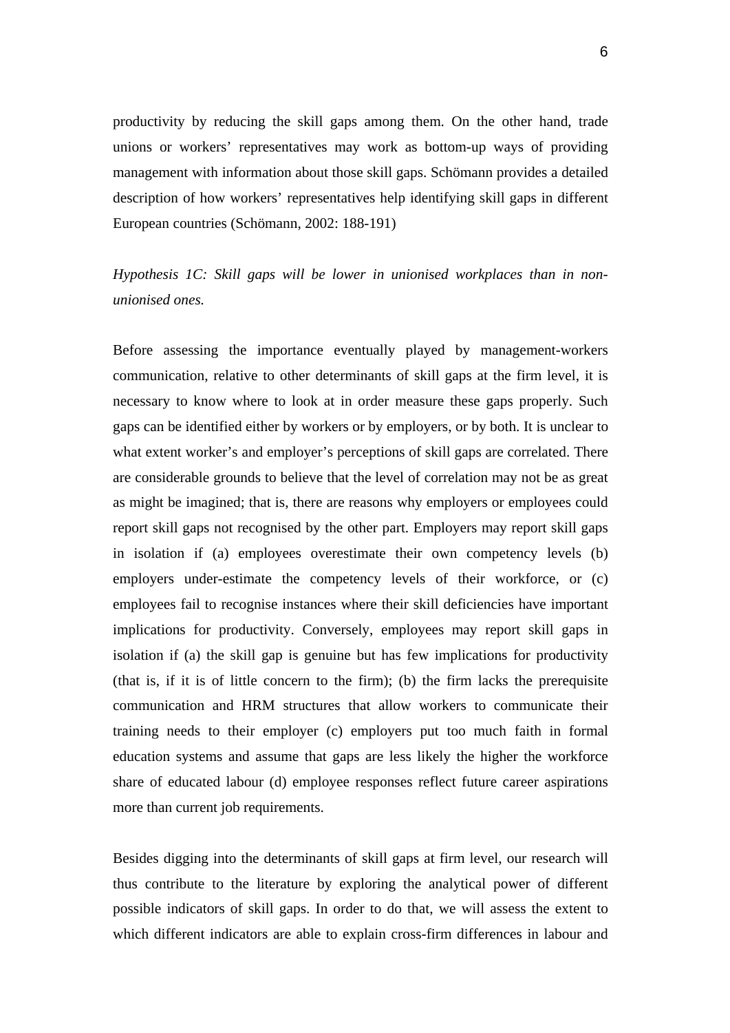productivity by reducing the skill gaps among them. On the other hand, trade unions or workers' representatives may work as bottom-up ways of providing management with information about those skill gaps. Schömann provides a detailed description of how workers' representatives help identifying skill gaps in different European countries (Schömann, 2002: 188-191)

*Hypothesis 1C: Skill gaps will be lower in unionised workplaces than in non-unionised ones.*

Before assessing the importance eventually played by management-workers communication, relative to other determinants of skill gaps at the firm level, it is necessary to know where to look at in order measure these gaps properly. Such gaps can be identified either by workers or by employers, or by both. It is unclear to what extent worker's and employer's perceptions of skill gaps are correlated. There are considerable grounds to believe that the level of correlation may not be as great as might be imagined; that is, there are reasons why employers or employees could report skill gaps not recognised by the other part. Employers may report skill gaps in isolation if (a) employees overestimate their own competency levels (b) employers under-estimate the competency levels of their workforce, or (c) employees fail to recognise instances where their skill deficiencies have important implications for productivity. Conversely, employees may report skill gaps in isolation if (a) the skill gap is genuine but has few implications for productivity (that is, if it is of little concern to the firm); (b) the firm lacks the prerequisite communication and HRM structures that allow workers to communicate their training needs to their employer (c) employers put too much faith in formal education systems and assume that gaps are less likely the higher the workforce share of educated labour (d) employee responses reflect future career aspirations more than current job requirements.

Besides digging into the determinants of skill gaps at firm level, our research will thus contribute to the literature by exploring the analytical power of different possible indicators of skill gaps. In order to do that, we will assess the extent to which different indicators are able to explain cross-firm differences in labour and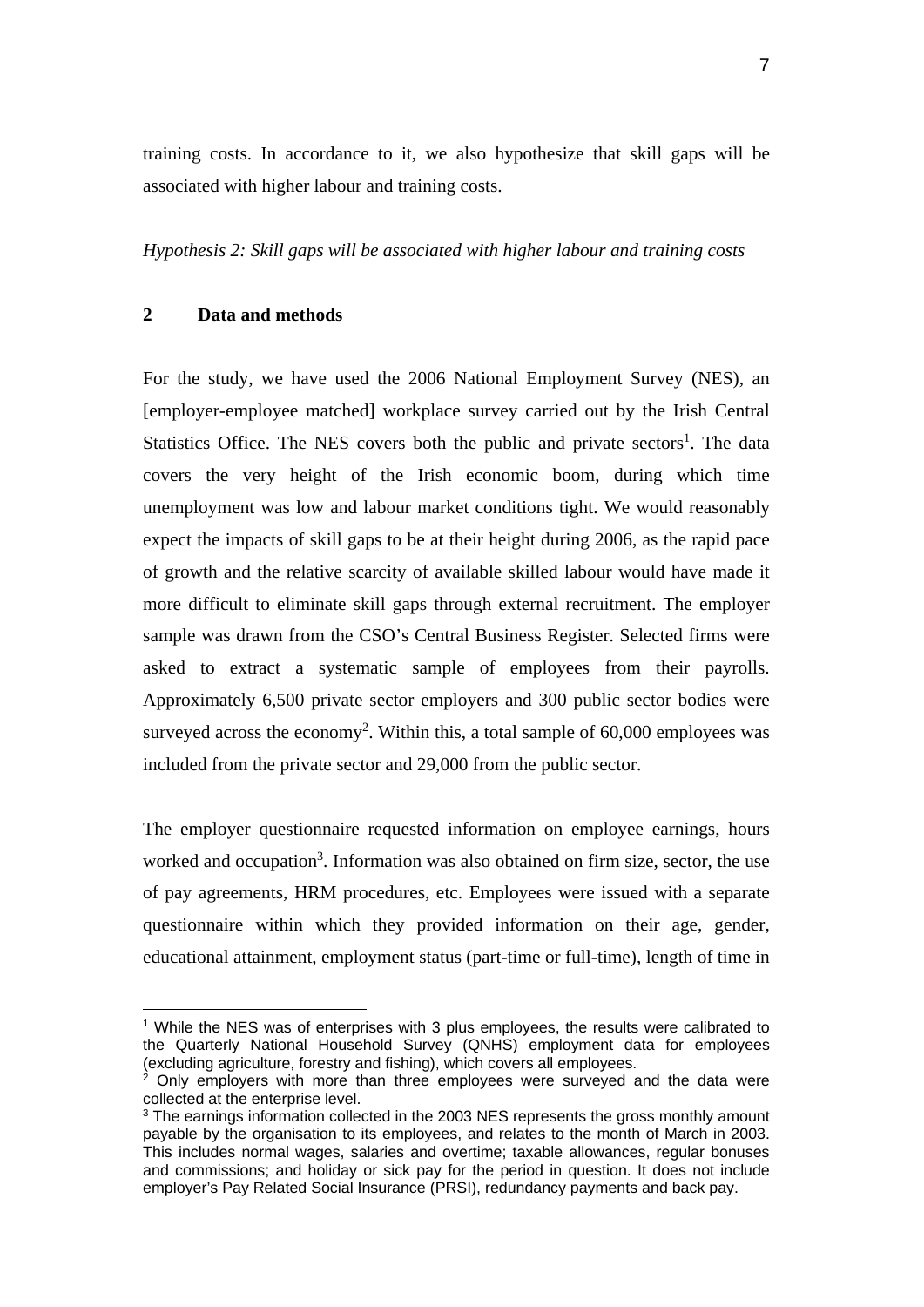training costs. In accordance to it, we also hypothesize that skill gaps will be associated with higher labour and training costs.

*Hypothesis 2: Skill gaps will be associated with higher labour and training costs*

## 2 Data and methods

For the study, we have used the 2006 National Employment Survey (NES), an [employer-employee matched] workplace survey carried out by the Irish Central Statistics Office. The NES covers both the public and private sectors[1]. The data covers the very height of the Irish economic boom, during which time unemployment was low and labour market conditions tight. We would reasonably expect the impacts of skill gaps to be at their height during 2006, as the rapid pace of growth and the relative scarcity of available skilled labour would have made it more difficult to eliminate skill gaps through external recruitment. The employer sample was drawn from the CSO's Central Business Register. Selected firms were asked to extract a systematic sample of employees from their payrolls. Approximately 6,500 private sector employers and 300 public sector bodies were surveyed across the economy[2]. Within this, a total sample of 60,000 employees was included from the private sector and 29,000 from the public sector.

The employer questionnaire requested information on employee earnings, hours worked and occupation[3]. Information was also obtained on firm size, sector, the use of pay agreements, HRM procedures, etc. Employees were issued with a separate questionnaire within which they provided information on their age, gender, educational attainment, employment status (part-time or full-time), length of time in

---

[1] While the NES was of enterprises with 3 plus employees, the results were calibrated to the Quarterly National Household Survey (QNHS) employment data for employees (excluding agriculture, forestry and fishing), which covers all employees.

[2] Only employers with more than three employees were surveyed and the data were collected at the enterprise level.

[3] The earnings information collected in the 2003 NES represents the gross monthly amount payable by the organisation to its employees, and relates to the month of March in 2003. This includes normal wages, salaries and overtime; taxable allowances, regular bonuses and commissions; and holiday or sick pay for the period in question. It does not include employer's Pay Related Social Insurance (PRSI), redundancy payments and back pay.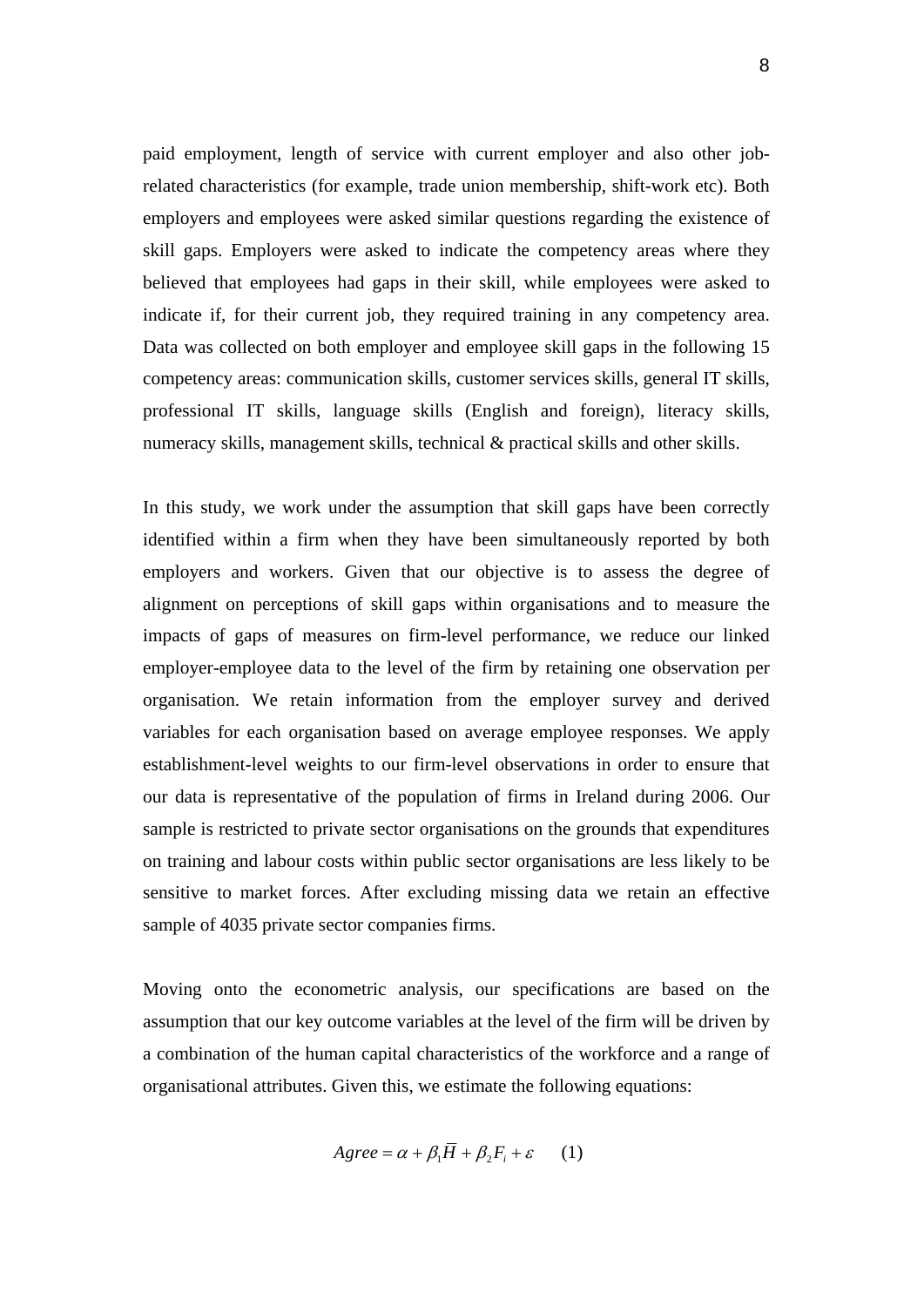paid employment, length of service with current employer and also other job-related characteristics (for example, trade union membership, shift-work etc). Both employers and employees were asked similar questions regarding the existence of skill gaps. Employers were asked to indicate the competency areas where they believed that employees had gaps in their skill, while employees were asked to indicate if, for their current job, they required training in any competency area. Data was collected on both employer and employee skill gaps in the following 15 competency areas: communication skills, customer services skills, general IT skills, professional IT skills, language skills (English and foreign), literacy skills, numeracy skills, management skills, technical & practical skills and other skills.

In this study, we work under the assumption that skill gaps have been correctly identified within a firm when they have been simultaneously reported by both employers and workers. Given that our objective is to assess the degree of alignment on perceptions of skill gaps within organisations and to measure the impacts of gaps of measures on firm-level performance, we reduce our linked employer-employee data to the level of the firm by retaining one observation per organisation. We retain information from the employer survey and derived variables for each organisation based on average employee responses. We apply establishment-level weights to our firm-level observations in order to ensure that our data is representative of the population of firms in Ireland during 2006. Our sample is restricted to private sector organisations on the grounds that expenditures on training and labour costs within public sector organisations are less likely to be sensitive to market forces. After excluding missing data we retain an effective sample of 4035 private sector companies firms.

Moving onto the econometric analysis, our specifications are based on the assumption that our key outcome variables at the level of the firm will be driven by a combination of the human capital characteristics of the workforce and a range of organisational attributes. Given this, we estimate the following equations:

$$Agree = \alpha + \beta_1 \overline{H} + \beta_2 F_i + \varepsilon \qquad (1)$$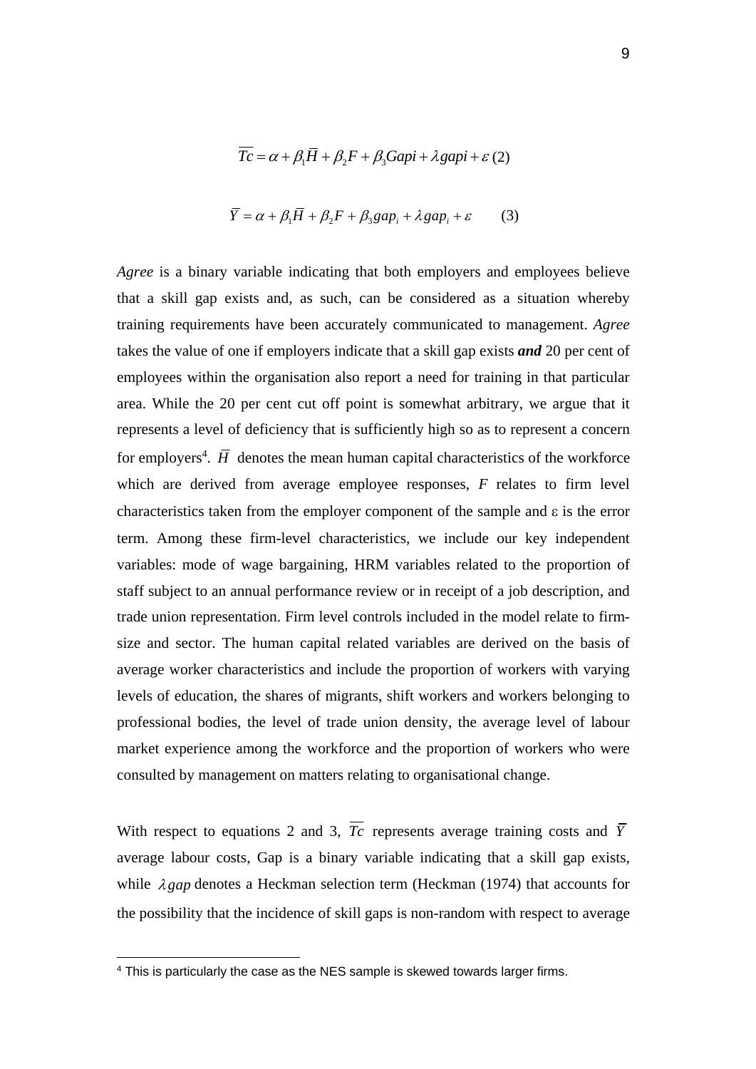$$\overline{Tc} = \alpha + \beta_1 \overline{H} + \beta_2 F + \beta_3 Gapi + \lambda gapi + \varepsilon \text{ (2)}$$

$$\overline{Y} = \alpha + \beta_1 \overline{H} + \beta_2 F + \beta_3 gap_i + \lambda gap_i + \varepsilon \qquad (3)$$

*Agree* is a binary variable indicating that both employers and employees believe that a skill gap exists and, as such, can be considered as a situation whereby training requirements have been accurately communicated to management. *Agree* takes the value of one if employers indicate that a skill gap exists ***and*** 20 per cent of employees within the organisation also report a need for training in that particular area. While the 20 per cent cut off point is somewhat arbitrary, we argue that it represents a level of deficiency that is sufficiently high so as to represent a concern for employers[4]. $\overline{H}$ denotes the mean human capital characteristics of the workforce which are derived from average employee responses, $F$ relates to firm level characteristics taken from the employer component of the sample and $\varepsilon$ is the error term. Among these firm-level characteristics, we include our key independent variables: mode of wage bargaining, HRM variables related to the proportion of staff subject to an annual performance review or in receipt of a job description, and trade union representation. Firm level controls included in the model relate to firm-size and sector. The human capital related variables are derived on the basis of average worker characteristics and include the proportion of workers with varying levels of education, the shares of migrants, shift workers and workers belonging to professional bodies, the level of trade union density, the average level of labour market experience among the workforce and the proportion of workers who were consulted by management on matters relating to organisational change.

With respect to equations 2 and 3, $\overline{Tc}$ represents average training costs and $\overline{Y}$ average labour costs, Gap is a binary variable indicating that a skill gap exists, while $\lambda gap$ denotes a Heckman selection term (Heckman (1974) that accounts for the possibility that the incidence of skill gaps is non-random with respect to average

---

[4] This is particularly the case as the NES sample is skewed towards larger firms.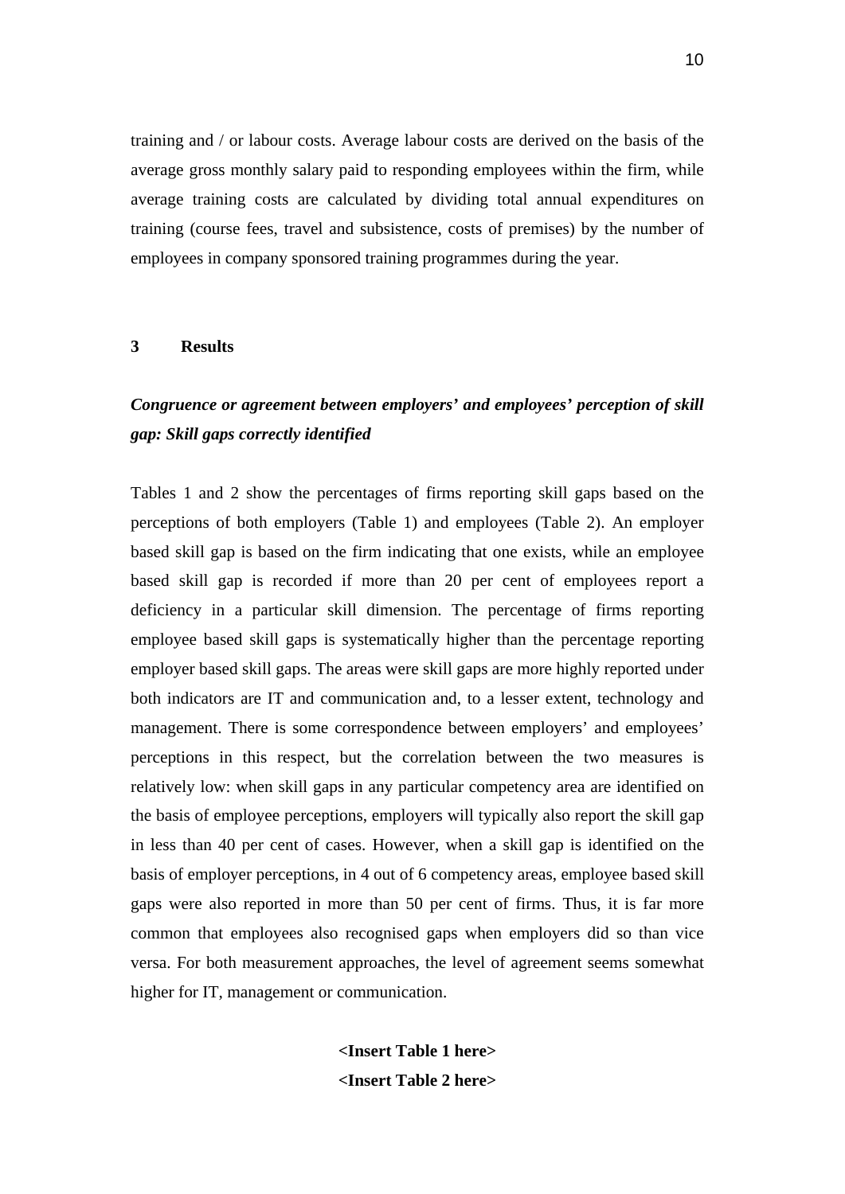training and / or labour costs. Average labour costs are derived on the basis of the average gross monthly salary paid to responding employees within the firm, while average training costs are calculated by dividing total annual expenditures on training (course fees, travel and subsistence, costs of premises) by the number of employees in company sponsored training programmes during the year.

## 3 Results

### *Congruence or agreement between employers' and employees' perception of skill gap: Skill gaps correctly identified*

Tables 1 and 2 show the percentages of firms reporting skill gaps based on the perceptions of both employers (Table 1) and employees (Table 2). An employer based skill gap is based on the firm indicating that one exists, while an employee based skill gap is recorded if more than 20 per cent of employees report a deficiency in a particular skill dimension. The percentage of firms reporting employee based skill gaps is systematically higher than the percentage reporting employer based skill gaps. The areas were skill gaps are more highly reported under both indicators are IT and communication and, to a lesser extent, technology and management. There is some correspondence between employers' and employees' perceptions in this respect, but the correlation between the two measures is relatively low: when skill gaps in any particular competency area are identified on the basis of employee perceptions, employers will typically also report the skill gap in less than 40 per cent of cases. However, when a skill gap is identified on the basis of employer perceptions, in 4 out of 6 competency areas, employee based skill gaps were also reported in more than 50 per cent of firms. Thus, it is far more common that employees also recognised gaps when employers did so than vice versa. For both measurement approaches, the level of agreement seems somewhat higher for IT, management or communication.

**<Insert Table 1 here>**

**<Insert Table 2 here>**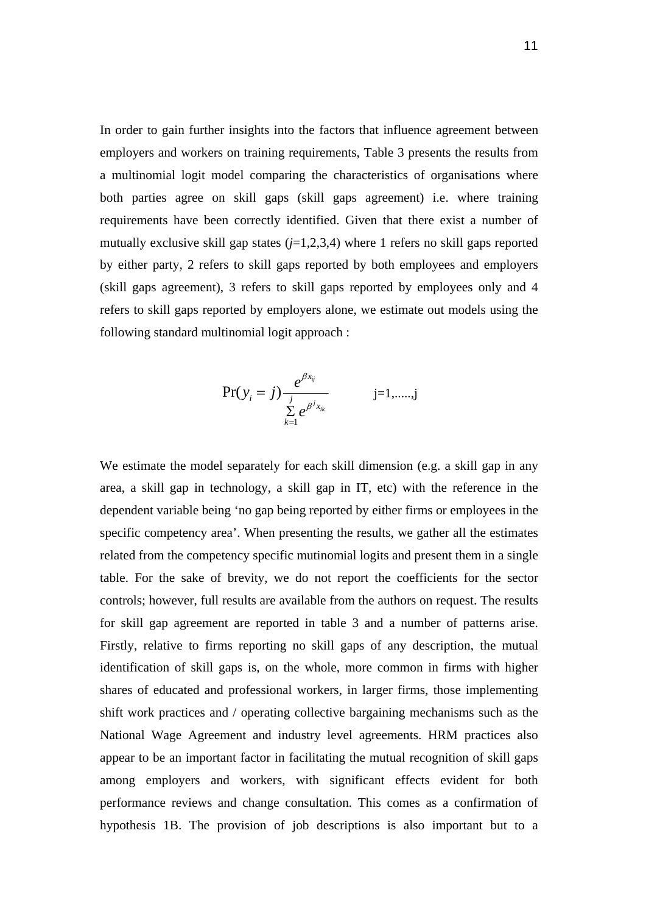In order to gain further insights into the factors that influence agreement between employers and workers on training requirements, Table 3 presents the results from a multinomial logit model comparing the characteristics of organisations where both parties agree on skill gaps (skill gaps agreement) i.e. where training requirements have been correctly identified. Given that there exist a number of mutually exclusive skill gap states (*j*=1,2,3,4) where 1 refers no skill gaps reported by either party, 2 refers to skill gaps reported by both employees and employers (skill gaps agreement), 3 refers to skill gaps reported by employees only and 4 refers to skill gaps reported by employers alone, we estimate out models using the following standard multinomial logit approach :

$$\Pr(y_i = j) \frac{e^{\beta x_{ij}}}{\sum_{k=1}^{j} e^{\beta^j x_{ik}}} \qquad \text{j=1,.....,j}$$

We estimate the model separately for each skill dimension (e.g. a skill gap in any area, a skill gap in technology, a skill gap in IT, etc) with the reference in the dependent variable being 'no gap being reported by either firms or employees in the specific competency area'. When presenting the results, we gather all the estimates related from the competency specific mutinomial logits and present them in a single table. For the sake of brevity, we do not report the coefficients for the sector controls; however, full results are available from the authors on request. The results for skill gap agreement are reported in table 3 and a number of patterns arise. Firstly, relative to firms reporting no skill gaps of any description, the mutual identification of skill gaps is, on the whole, more common in firms with higher shares of educated and professional workers, in larger firms, those implementing shift work practices and / operating collective bargaining mechanisms such as the National Wage Agreement and industry level agreements. HRM practices also appear to be an important factor in facilitating the mutual recognition of skill gaps among employers and workers, with significant effects evident for both performance reviews and change consultation. This comes as a confirmation of hypothesis 1B. The provision of job descriptions is also important but to a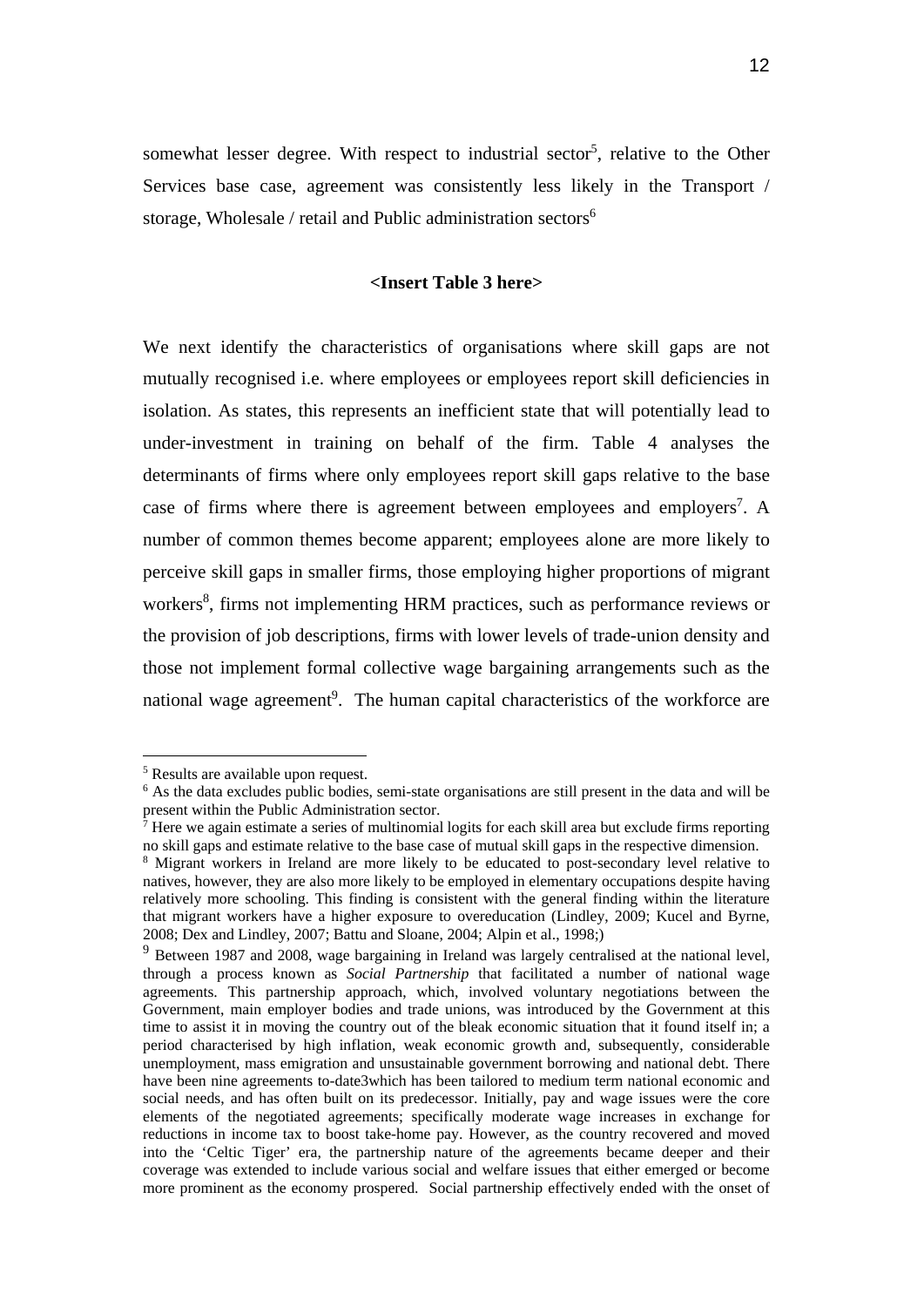somewhat lesser degree. With respect to industrial sector[5], relative to the Other Services base case, agreement was consistently less likely in the Transport / storage, Wholesale / retail and Public administration sectors[6]

**<Insert Table 3 here>**

We next identify the characteristics of organisations where skill gaps are not mutually recognised i.e. where employees or employees report skill deficiencies in isolation. As states, this represents an inefficient state that will potentially lead to under-investment in training on behalf of the firm. Table 4 analyses the determinants of firms where only employees report skill gaps relative to the base case of firms where there is agreement between employees and employers[7]. A number of common themes become apparent; employees alone are more likely to perceive skill gaps in smaller firms, those employing higher proportions of migrant workers[8], firms not implementing HRM practices, such as performance reviews or the provision of job descriptions, firms with lower levels of trade-union density and those not implement formal collective wage bargaining arrangements such as the national wage agreement[9]. The human capital characteristics of the workforce are

---

[5] Results are available upon request.

[6] As the data excludes public bodies, semi-state organisations are still present in the data and will be present within the Public Administration sector.

[7] Here we again estimate a series of multinomial logits for each skill area but exclude firms reporting no skill gaps and estimate relative to the base case of mutual skill gaps in the respective dimension.

[8] Migrant workers in Ireland are more likely to be educated to post-secondary level relative to natives, however, they are also more likely to be employed in elementary occupations despite having relatively more schooling. This finding is consistent with the general finding within the literature that migrant workers have a higher exposure to overeducation (Lindley, 2009; Kucel and Byrne, 2008; Dex and Lindley, 2007; Battu and Sloane, 2004; Alpin et al., 1998;)

[9] Between 1987 and 2008, wage bargaining in Ireland was largely centralised at the national level, through a process known as *Social Partnership* that facilitated a number of national wage agreements. This partnership approach, which, involved voluntary negotiations between the Government, main employer bodies and trade unions, was introduced by the Government at this time to assist it in moving the country out of the bleak economic situation that it found itself in; a period characterised by high inflation, weak economic growth and, subsequently, considerable unemployment, mass emigration and unsustainable government borrowing and national debt. There have been nine agreements to-date3which has been tailored to medium term national economic and social needs, and has often built on its predecessor. Initially, pay and wage issues were the core elements of the negotiated agreements; specifically moderate wage increases in exchange for reductions in income tax to boost take-home pay. However, as the country recovered and moved into the 'Celtic Tiger' era, the partnership nature of the agreements became deeper and their coverage was extended to include various social and welfare issues that either emerged or become more prominent as the economy prospered. Social partnership effectively ended with the onset of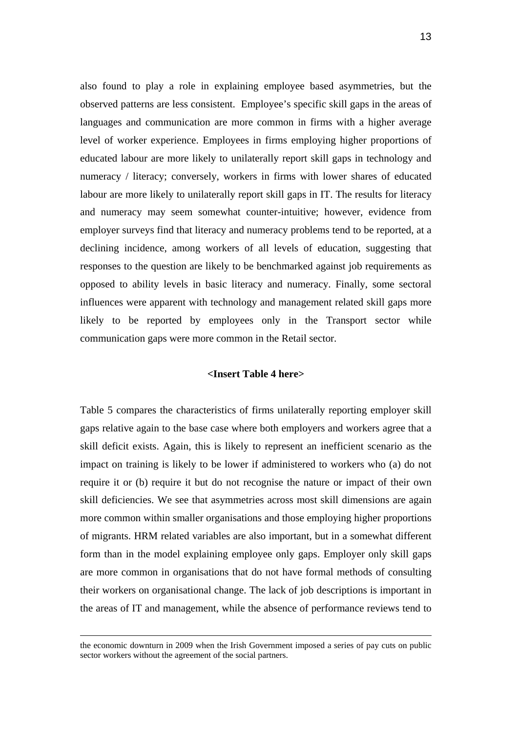also found to play a role in explaining employee based asymmetries, but the observed patterns are less consistent. Employee's specific skill gaps in the areas of languages and communication are more common in firms with a higher average level of worker experience. Employees in firms employing higher proportions of educated labour are more likely to unilaterally report skill gaps in technology and numeracy / literacy; conversely, workers in firms with lower shares of educated labour are more likely to unilaterally report skill gaps in IT. The results for literacy and numeracy may seem somewhat counter-intuitive; however, evidence from employer surveys find that literacy and numeracy problems tend to be reported, at a declining incidence, among workers of all levels of education, suggesting that responses to the question are likely to be benchmarked against job requirements as opposed to ability levels in basic literacy and numeracy. Finally, some sectoral influences were apparent with technology and management related skill gaps more likely to be reported by employees only in the Transport sector while communication gaps were more common in the Retail sector.

**<Insert Table 4 here>**

Table 5 compares the characteristics of firms unilaterally reporting employer skill gaps relative again to the base case where both employers and workers agree that a skill deficit exists. Again, this is likely to represent an inefficient scenario as the impact on training is likely to be lower if administered to workers who (a) do not require it or (b) require it but do not recognise the nature or impact of their own skill deficiencies. We see that asymmetries across most skill dimensions are again more common within smaller organisations and those employing higher proportions of migrants. HRM related variables are also important, but in a somewhat different form than in the model explaining employee only gaps. Employer only skill gaps are more common in organisations that do not have formal methods of consulting their workers on organisational change. The lack of job descriptions is important in the areas of IT and management, while the absence of performance reviews tend to

---

the economic downturn in 2009 when the Irish Government imposed a series of pay cuts on public sector workers without the agreement of the social partners.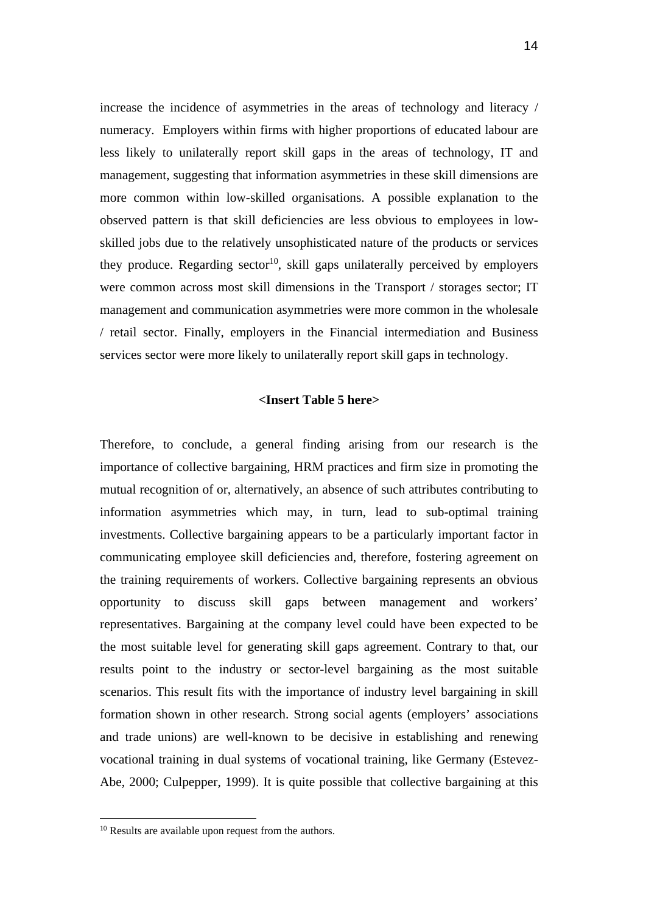increase the incidence of asymmetries in the areas of technology and literacy / numeracy. Employers within firms with higher proportions of educated labour are less likely to unilaterally report skill gaps in the areas of technology, IT and management, suggesting that information asymmetries in these skill dimensions are more common within low-skilled organisations. A possible explanation to the observed pattern is that skill deficiencies are less obvious to employees in low-skilled jobs due to the relatively unsophisticated nature of the products or services they produce. Regarding sector[10], skill gaps unilaterally perceived by employers were common across most skill dimensions in the Transport / storages sector; IT management and communication asymmetries were more common in the wholesale / retail sector. Finally, employers in the Financial intermediation and Business services sector were more likely to unilaterally report skill gaps in technology.

**<Insert Table 5 here>**

Therefore, to conclude, a general finding arising from our research is the importance of collective bargaining, HRM practices and firm size in promoting the mutual recognition of or, alternatively, an absence of such attributes contributing to information asymmetries which may, in turn, lead to sub-optimal training investments. Collective bargaining appears to be a particularly important factor in communicating employee skill deficiencies and, therefore, fostering agreement on the training requirements of workers. Collective bargaining represents an obvious opportunity to discuss skill gaps between management and workers' representatives. Bargaining at the company level could have been expected to be the most suitable level for generating skill gaps agreement. Contrary to that, our results point to the industry or sector-level bargaining as the most suitable scenarios. This result fits with the importance of industry level bargaining in skill formation shown in other research. Strong social agents (employers' associations and trade unions) are well-known to be decisive in establishing and renewing vocational training in dual systems of vocational training, like Germany (Estevez-Abe, 2000; Culpepper, 1999). It is quite possible that collective bargaining at this

[10] Results are available upon request from the authors.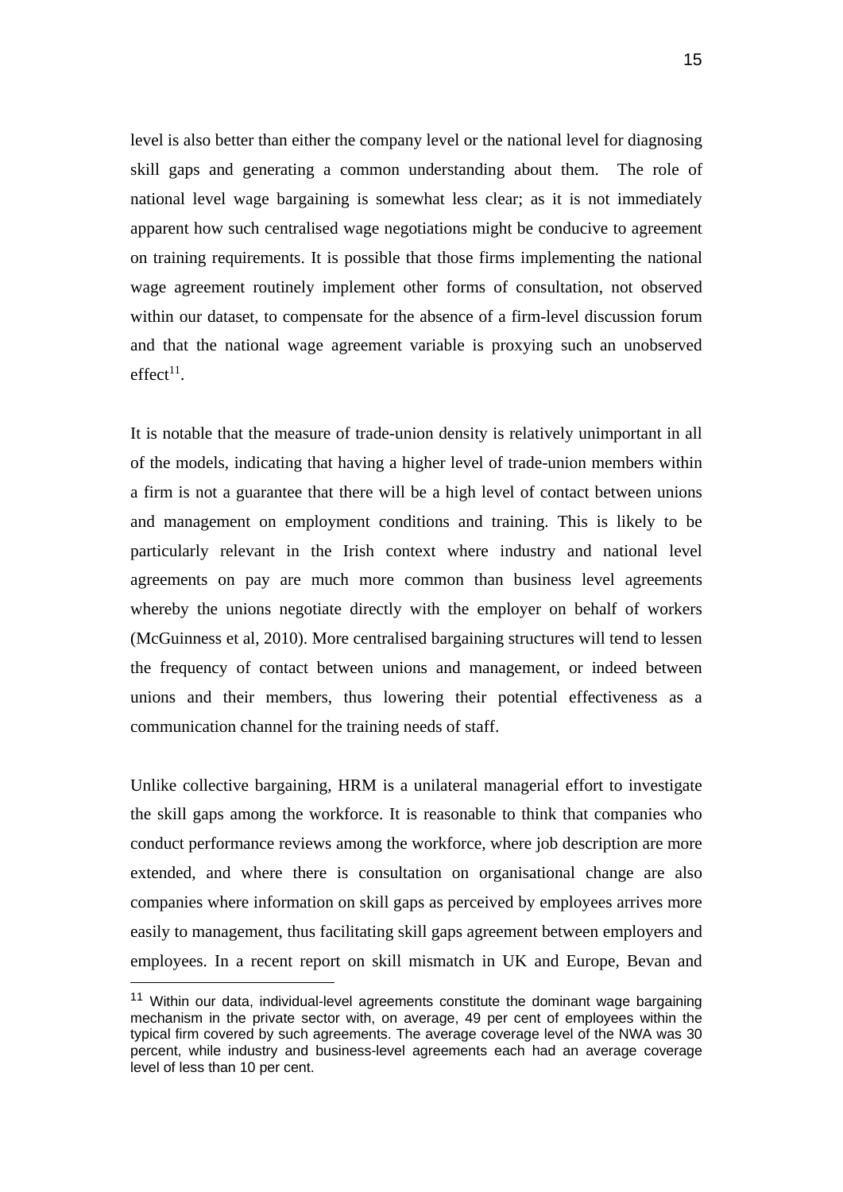level is also better than either the company level or the national level for diagnosing skill gaps and generating a common understanding about them. The role of national level wage bargaining is somewhat less clear; as it is not immediately apparent how such centralised wage negotiations might be conducive to agreement on training requirements. It is possible that those firms implementing the national wage agreement routinely implement other forms of consultation, not observed within our dataset, to compensate for the absence of a firm-level discussion forum and that the national wage agreement variable is proxying such an unobserved effect[11].

It is notable that the measure of trade-union density is relatively unimportant in all of the models, indicating that having a higher level of trade-union members within a firm is not a guarantee that there will be a high level of contact between unions and management on employment conditions and training. This is likely to be particularly relevant in the Irish context where industry and national level agreements on pay are much more common than business level agreements whereby the unions negotiate directly with the employer on behalf of workers (McGuinness et al, 2010). More centralised bargaining structures will tend to lessen the frequency of contact between unions and management, or indeed between unions and their members, thus lowering their potential effectiveness as a communication channel for the training needs of staff.

Unlike collective bargaining, HRM is a unilateral managerial effort to investigate the skill gaps among the workforce. It is reasonable to think that companies who conduct performance reviews among the workforce, where job description are more extended, and where there is consultation on organisational change are also companies where information on skill gaps as perceived by employees arrives more easily to management, thus facilitating skill gaps agreement between employers and employees. In a recent report on skill mismatch in UK and Europe, Bevan and

---

[11] Within our data, individual-level agreements constitute the dominant wage bargaining mechanism in the private sector with, on average, 49 per cent of employees within the typical firm covered by such agreements. The average coverage level of the NWA was 30 percent, while industry and business-level agreements each had an average coverage level of less than 10 per cent.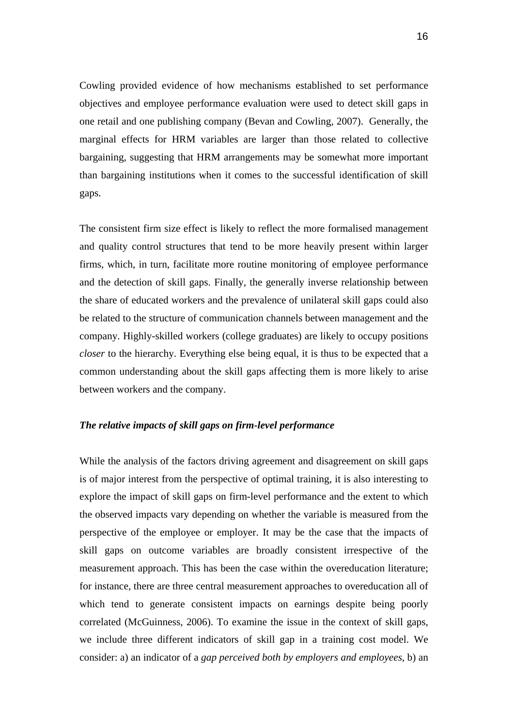Cowling provided evidence of how mechanisms established to set performance objectives and employee performance evaluation were used to detect skill gaps in one retail and one publishing company (Bevan and Cowling, 2007). Generally, the marginal effects for HRM variables are larger than those related to collective bargaining, suggesting that HRM arrangements may be somewhat more important than bargaining institutions when it comes to the successful identification of skill gaps.

The consistent firm size effect is likely to reflect the more formalised management and quality control structures that tend to be more heavily present within larger firms, which, in turn, facilitate more routine monitoring of employee performance and the detection of skill gaps. Finally, the generally inverse relationship between the share of educated workers and the prevalence of unilateral skill gaps could also be related to the structure of communication channels between management and the company. Highly-skilled workers (college graduates) are likely to occupy positions *closer* to the hierarchy. Everything else being equal, it is thus to be expected that a common understanding about the skill gaps affecting them is more likely to arise between workers and the company.

***The relative impacts of skill gaps on firm-level performance***

While the analysis of the factors driving agreement and disagreement on skill gaps is of major interest from the perspective of optimal training, it is also interesting to explore the impact of skill gaps on firm-level performance and the extent to which the observed impacts vary depending on whether the variable is measured from the perspective of the employee or employer. It may be the case that the impacts of skill gaps on outcome variables are broadly consistent irrespective of the measurement approach. This has been the case within the overeducation literature; for instance, there are three central measurement approaches to overeducation all of which tend to generate consistent impacts on earnings despite being poorly correlated (McGuinness, 2006). To examine the issue in the context of skill gaps, we include three different indicators of skill gap in a training cost model. We consider: a) an indicator of a *gap perceived both by employers and employees*, b) an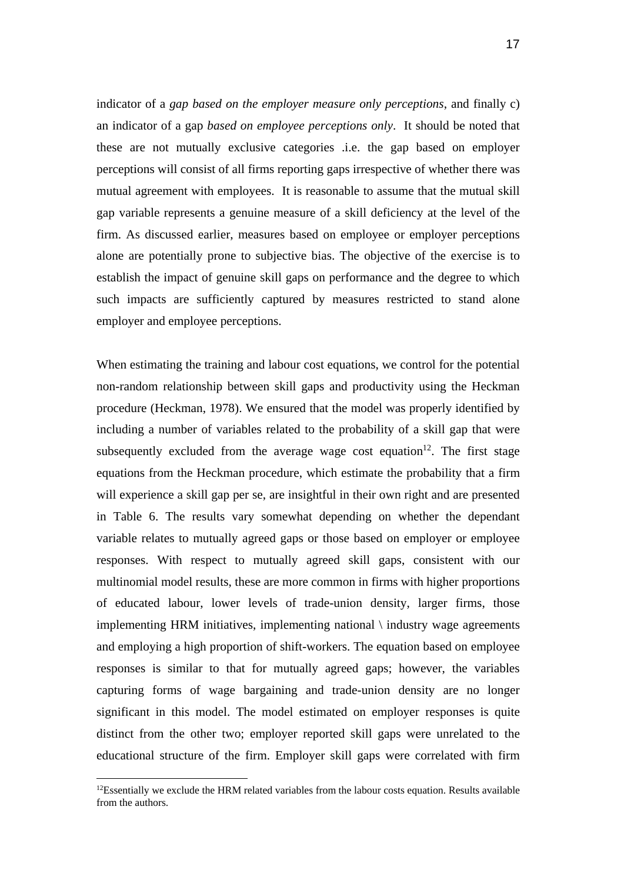indicator of a *gap based on the employer measure only perceptions*, and finally c) an indicator of a gap *based on employee perceptions only*. It should be noted that these are not mutually exclusive categories .i.e. the gap based on employer perceptions will consist of all firms reporting gaps irrespective of whether there was mutual agreement with employees. It is reasonable to assume that the mutual skill gap variable represents a genuine measure of a skill deficiency at the level of the firm. As discussed earlier, measures based on employee or employer perceptions alone are potentially prone to subjective bias. The objective of the exercise is to establish the impact of genuine skill gaps on performance and the degree to which such impacts are sufficiently captured by measures restricted to stand alone employer and employee perceptions.

When estimating the training and labour cost equations, we control for the potential non-random relationship between skill gaps and productivity using the Heckman procedure (Heckman, 1978). We ensured that the model was properly identified by including a number of variables related to the probability of a skill gap that were subsequently excluded from the average wage cost equation[12]. The first stage equations from the Heckman procedure, which estimate the probability that a firm will experience a skill gap per se, are insightful in their own right and are presented in Table 6. The results vary somewhat depending on whether the dependant variable relates to mutually agreed gaps or those based on employer or employee responses. With respect to mutually agreed skill gaps, consistent with our multinomial model results, these are more common in firms with higher proportions of educated labour, lower levels of trade-union density, larger firms, those implementing HRM initiatives, implementing national \ industry wage agreements and employing a high proportion of shift-workers. The equation based on employee responses is similar to that for mutually agreed gaps; however, the variables capturing forms of wage bargaining and trade-union density are no longer significant in this model. The model estimated on employer responses is quite distinct from the other two; employer reported skill gaps were unrelated to the educational structure of the firm. Employer skill gaps were correlated with firm

[12]Essentially we exclude the HRM related variables from the labour costs equation. Results available from the authors.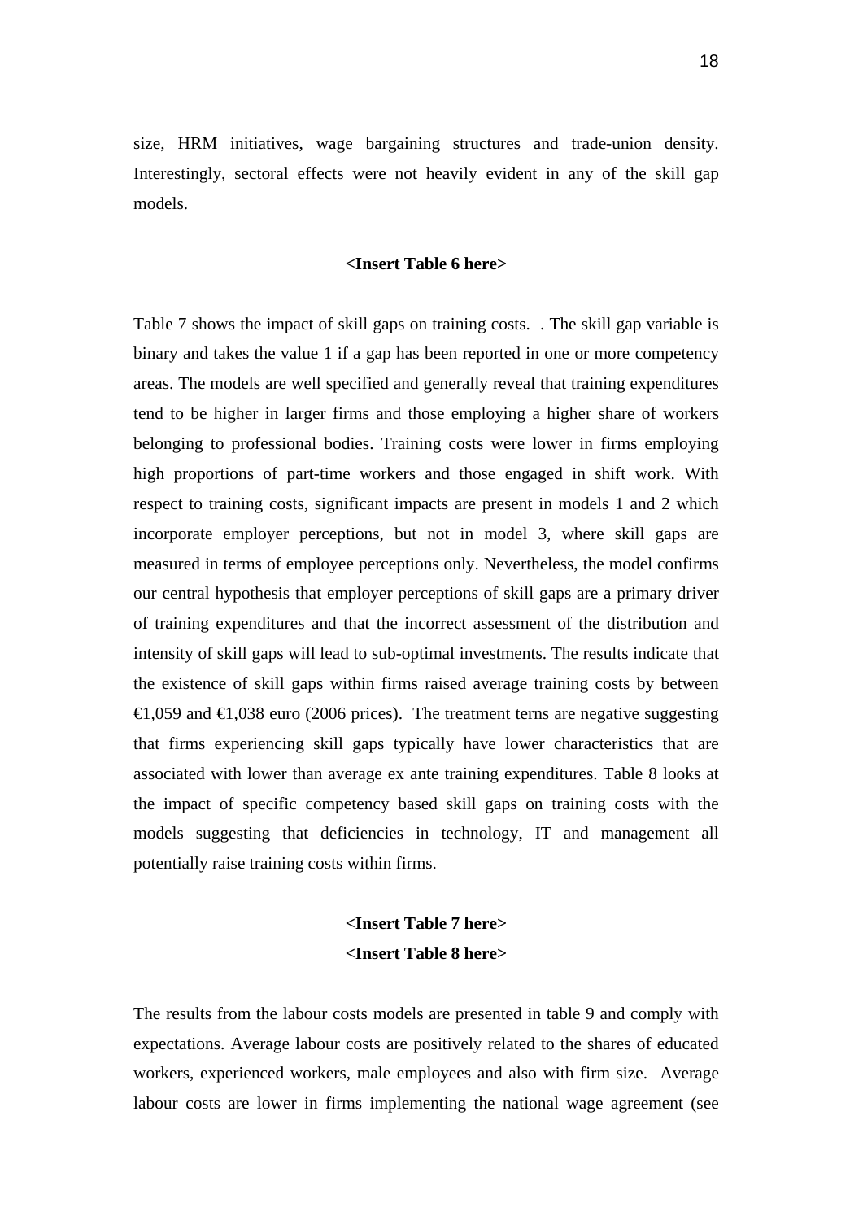size, HRM initiatives, wage bargaining structures and trade-union density. Interestingly, sectoral effects were not heavily evident in any of the skill gap models.

**<Insert Table 6 here>**

Table 7 shows the impact of skill gaps on training costs.  . The skill gap variable is binary and takes the value 1 if a gap has been reported in one or more competency areas. The models are well specified and generally reveal that training expenditures tend to be higher in larger firms and those employing a higher share of workers belonging to professional bodies. Training costs were lower in firms employing high proportions of part-time workers and those engaged in shift work. With respect to training costs, significant impacts are present in models 1 and 2 which incorporate employer perceptions, but not in model 3, where skill gaps are measured in terms of employee perceptions only. Nevertheless, the model confirms our central hypothesis that employer perceptions of skill gaps are a primary driver of training expenditures and that the incorrect assessment of the distribution and intensity of skill gaps will lead to sub-optimal investments. The results indicate that the existence of skill gaps within firms raised average training costs by between €1,059 and €1,038 euro (2006 prices).  The treatment terns are negative suggesting that firms experiencing skill gaps typically have lower characteristics that are associated with lower than average ex ante training expenditures. Table 8 looks at the impact of specific competency based skill gaps on training costs with the models suggesting that deficiencies in technology, IT and management all potentially raise training costs within firms.

**<Insert Table 7 here>**
**<Insert Table 8 here>**

The results from the labour costs models are presented in table 9 and comply with expectations. Average labour costs are positively related to the shares of educated workers, experienced workers, male employees and also with firm size.  Average labour costs are lower in firms implementing the national wage agreement (see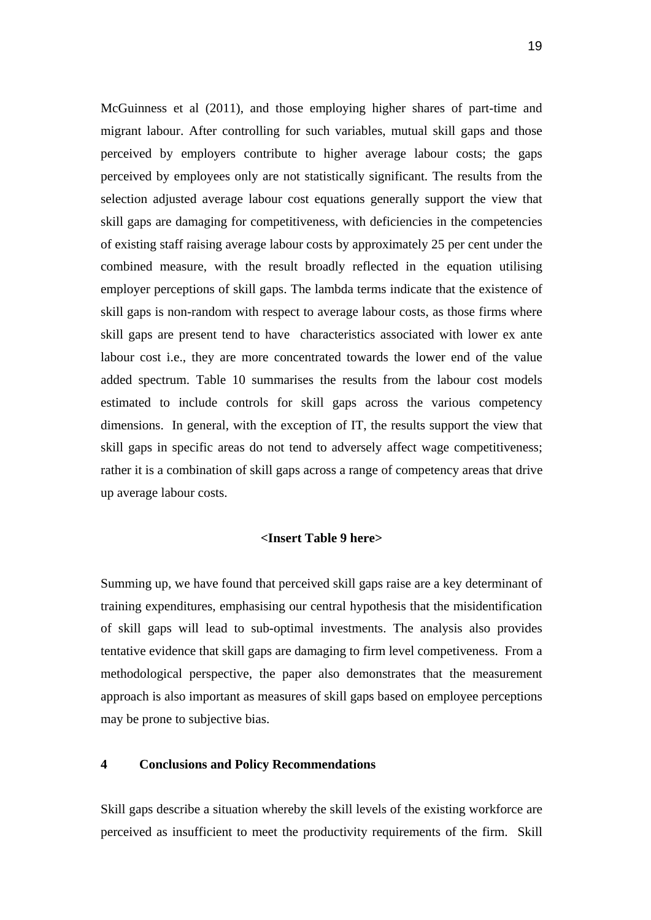McGuinness et al (2011), and those employing higher shares of part-time and migrant labour. After controlling for such variables, mutual skill gaps and those perceived by employers contribute to higher average labour costs; the gaps perceived by employees only are not statistically significant. The results from the selection adjusted average labour cost equations generally support the view that skill gaps are damaging for competitiveness, with deficiencies in the competencies of existing staff raising average labour costs by approximately 25 per cent under the combined measure, with the result broadly reflected in the equation utilising employer perceptions of skill gaps. The lambda terms indicate that the existence of skill gaps is non-random with respect to average labour costs, as those firms where skill gaps are present tend to have characteristics associated with lower ex ante labour cost i.e., they are more concentrated towards the lower end of the value added spectrum. Table 10 summarises the results from the labour cost models estimated to include controls for skill gaps across the various competency dimensions. In general, with the exception of IT, the results support the view that skill gaps in specific areas do not tend to adversely affect wage competitiveness; rather it is a combination of skill gaps across a range of competency areas that drive up average labour costs.

**<Insert Table 9 here>**

Summing up, we have found that perceived skill gaps raise are a key determinant of training expenditures, emphasising our central hypothesis that the misidentification of skill gaps will lead to sub-optimal investments. The analysis also provides tentative evidence that skill gaps are damaging to firm level competiveness. From a methodological perspective, the paper also demonstrates that the measurement approach is also important as measures of skill gaps based on employee perceptions may be prone to subjective bias.

## 4 Conclusions and Policy Recommendations

Skill gaps describe a situation whereby the skill levels of the existing workforce are perceived as insufficient to meet the productivity requirements of the firm. Skill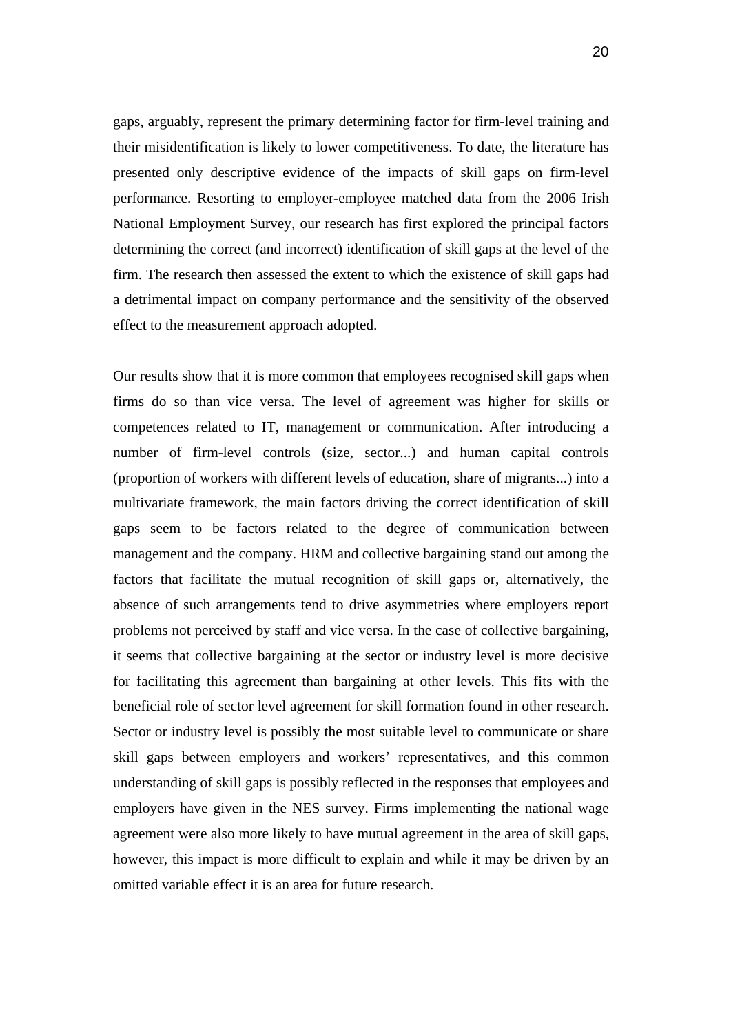gaps, arguably, represent the primary determining factor for firm-level training and their misidentification is likely to lower competitiveness. To date, the literature has presented only descriptive evidence of the impacts of skill gaps on firm-level performance. Resorting to employer-employee matched data from the 2006 Irish National Employment Survey, our research has first explored the principal factors determining the correct (and incorrect) identification of skill gaps at the level of the firm. The research then assessed the extent to which the existence of skill gaps had a detrimental impact on company performance and the sensitivity of the observed effect to the measurement approach adopted.

Our results show that it is more common that employees recognised skill gaps when firms do so than vice versa. The level of agreement was higher for skills or competences related to IT, management or communication. After introducing a number of firm-level controls (size, sector...) and human capital controls (proportion of workers with different levels of education, share of migrants...) into a multivariate framework, the main factors driving the correct identification of skill gaps seem to be factors related to the degree of communication between management and the company. HRM and collective bargaining stand out among the factors that facilitate the mutual recognition of skill gaps or, alternatively, the absence of such arrangements tend to drive asymmetries where employers report problems not perceived by staff and vice versa. In the case of collective bargaining, it seems that collective bargaining at the sector or industry level is more decisive for facilitating this agreement than bargaining at other levels. This fits with the beneficial role of sector level agreement for skill formation found in other research. Sector or industry level is possibly the most suitable level to communicate or share skill gaps between employers and workers' representatives, and this common understanding of skill gaps is possibly reflected in the responses that employees and employers have given in the NES survey. Firms implementing the national wage agreement were also more likely to have mutual agreement in the area of skill gaps, however, this impact is more difficult to explain and while it may be driven by an omitted variable effect it is an area for future research.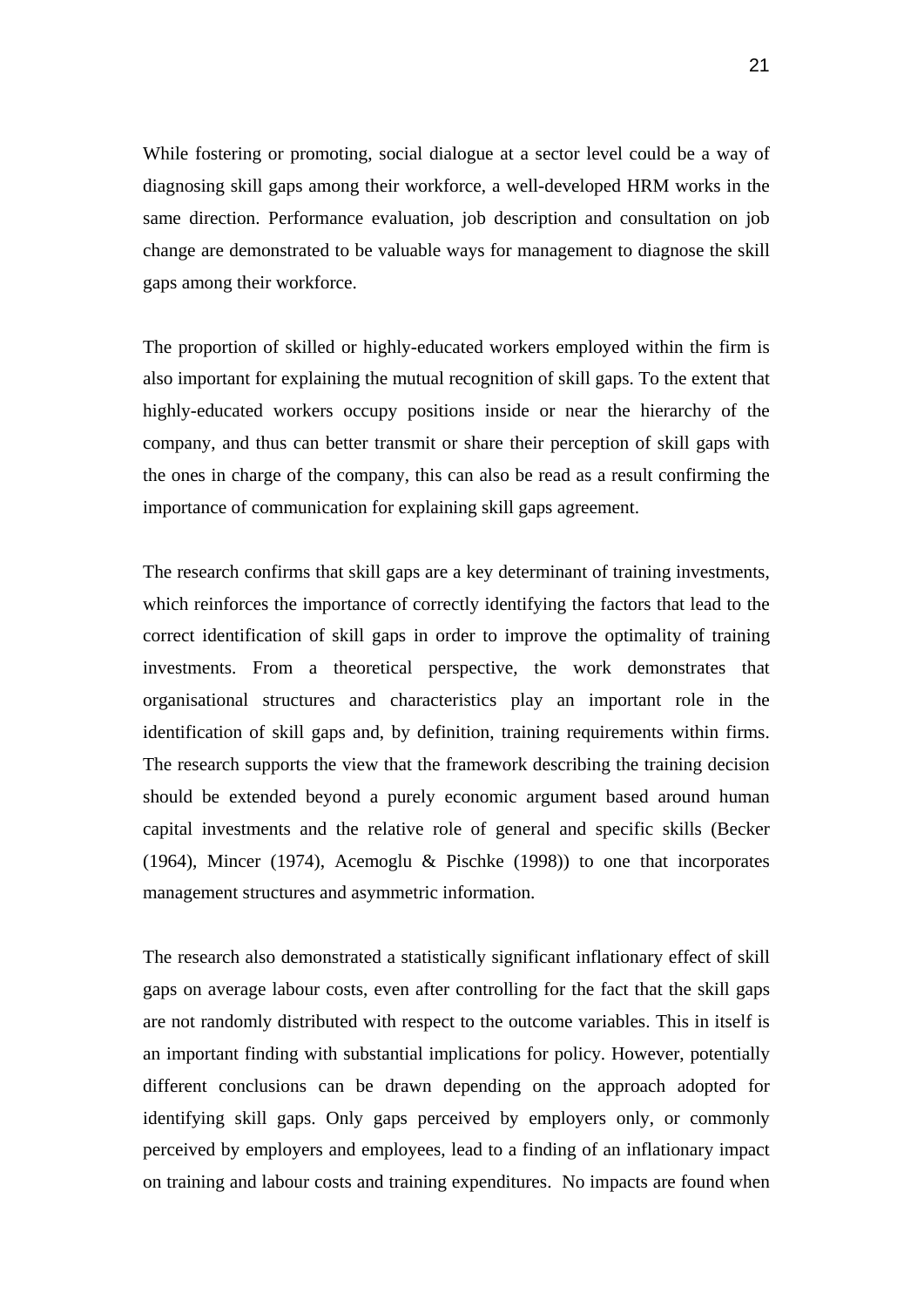While fostering or promoting, social dialogue at a sector level could be a way of diagnosing skill gaps among their workforce, a well-developed HRM works in the same direction. Performance evaluation, job description and consultation on job change are demonstrated to be valuable ways for management to diagnose the skill gaps among their workforce.

The proportion of skilled or highly-educated workers employed within the firm is also important for explaining the mutual recognition of skill gaps. To the extent that highly-educated workers occupy positions inside or near the hierarchy of the company, and thus can better transmit or share their perception of skill gaps with the ones in charge of the company, this can also be read as a result confirming the importance of communication for explaining skill gaps agreement.

The research confirms that skill gaps are a key determinant of training investments, which reinforces the importance of correctly identifying the factors that lead to the correct identification of skill gaps in order to improve the optimality of training investments. From a theoretical perspective, the work demonstrates that organisational structures and characteristics play an important role in the identification of skill gaps and, by definition, training requirements within firms. The research supports the view that the framework describing the training decision should be extended beyond a purely economic argument based around human capital investments and the relative role of general and specific skills (Becker (1964), Mincer (1974), Acemoglu & Pischke (1998)) to one that incorporates management structures and asymmetric information.

The research also demonstrated a statistically significant inflationary effect of skill gaps on average labour costs, even after controlling for the fact that the skill gaps are not randomly distributed with respect to the outcome variables. This in itself is an important finding with substantial implications for policy. However, potentially different conclusions can be drawn depending on the approach adopted for identifying skill gaps. Only gaps perceived by employers only, or commonly perceived by employers and employees, lead to a finding of an inflationary impact on training and labour costs and training expenditures. No impacts are found when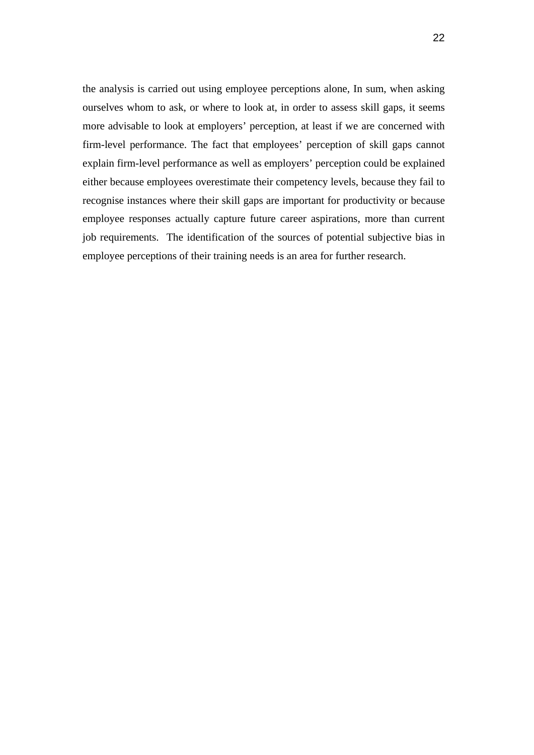the analysis is carried out using employee perceptions alone, In sum, when asking ourselves whom to ask, or where to look at, in order to assess skill gaps, it seems more advisable to look at employers' perception, at least if we are concerned with firm-level performance. The fact that employees' perception of skill gaps cannot explain firm-level performance as well as employers' perception could be explained either because employees overestimate their competency levels, because they fail to recognise instances where their skill gaps are important for productivity or because employee responses actually capture future career aspirations, more than current job requirements. The identification of the sources of potential subjective bias in employee perceptions of their training needs is an area for further research.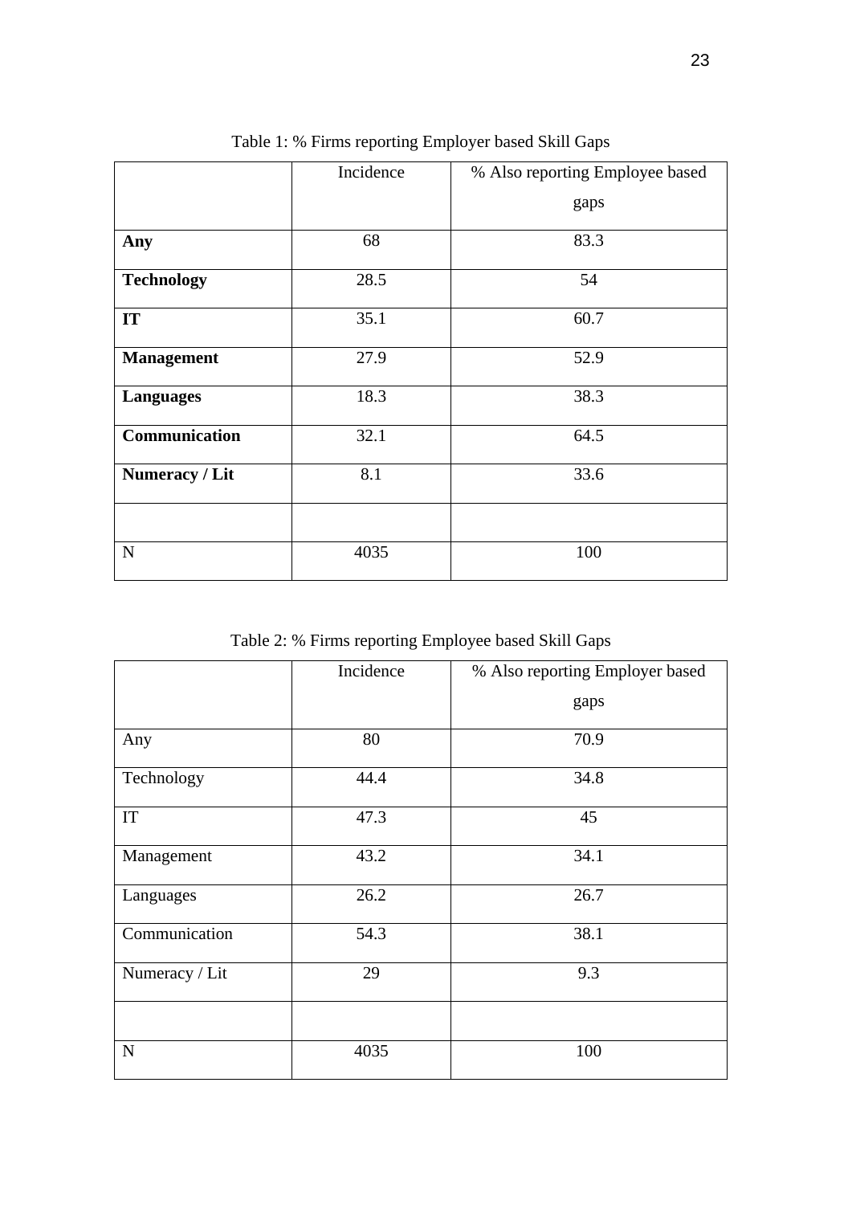Table 1: % Firms reporting Employer based Skill Gaps

| | Incidence | % Also reporting Employee based gaps |
|---|---|---|
| **Any** | 68 | 83.3 |
| **Technology** | 28.5 | 54 |
| **IT** | 35.1 | 60.7 |
| **Management** | 27.9 | 52.9 |
| **Languages** | 18.3 | 38.3 |
| **Communication** | 32.1 | 64.5 |
| **Numeracy / Lit** | 8.1 | 33.6 |
| | | |
| N | 4035 | 100 |

Table 2: % Firms reporting Employee based Skill Gaps

| | Incidence | % Also reporting Employer based gaps |
|---|---|---|
| Any | 80 | 70.9 |
| Technology | 44.4 | 34.8 |
| IT | 47.3 | 45 |
| Management | 43.2 | 34.1 |
| Languages | 26.2 | 26.7 |
| Communication | 54.3 | 38.1 |
| Numeracy / Lit | 29 | 9.3 |
| | | |
| N | 4035 | 100 |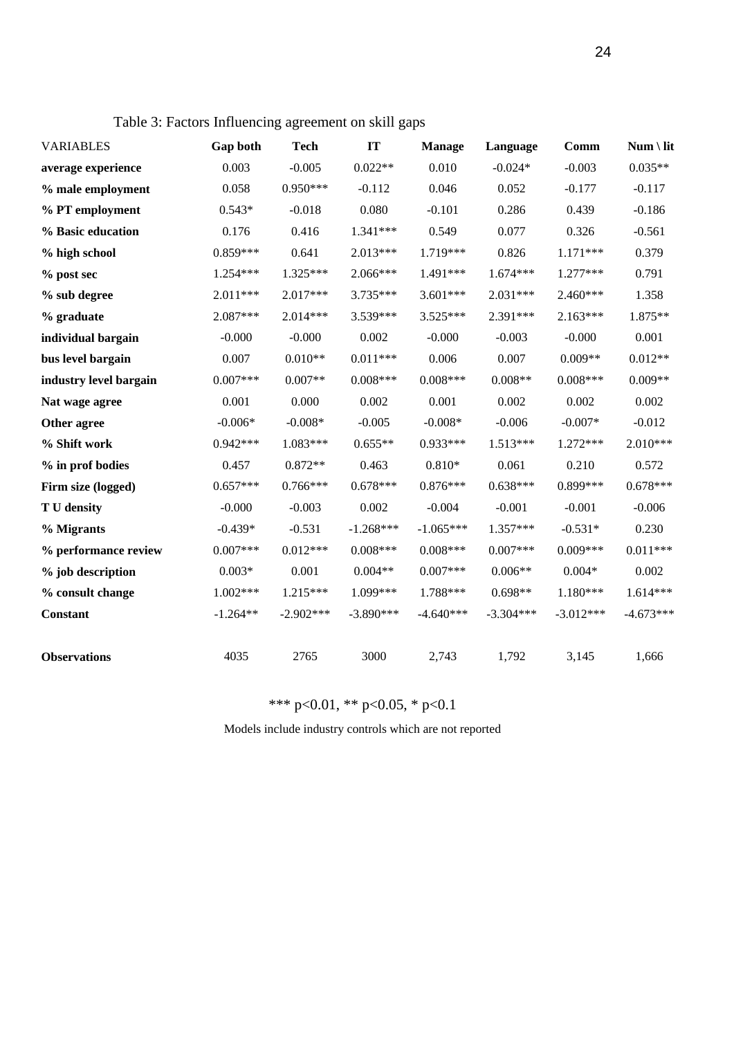Table 3: Factors Influencing agreement on skill gaps

| VARIABLES | Gap both | Tech | IT | Manage | Language | Comm | Num \ lit |
|---|---|---|---|---|---|---|---|
| **average experience** | 0.003 | -0.005 | 0.022** | 0.010 | -0.024* | -0.003 | 0.035** |
| **% male employment** | 0.058 | 0.950*** | -0.112 | 0.046 | 0.052 | -0.177 | -0.117 |
| **% PT employment** | 0.543* | -0.018 | 0.080 | -0.101 | 0.286 | 0.439 | -0.186 |
| **% Basic education** | 0.176 | 0.416 | 1.341*** | 0.549 | 0.077 | 0.326 | -0.561 |
| **% high school** | 0.859*** | 0.641 | 2.013*** | 1.719*** | 0.826 | 1.171*** | 0.379 |
| **% post sec** | 1.254*** | 1.325*** | 2.066*** | 1.491*** | 1.674*** | 1.277*** | 0.791 |
| **% sub degree** | 2.011*** | 2.017*** | 3.735*** | 3.601*** | 2.031*** | 2.460*** | 1.358 |
| **% graduate** | 2.087*** | 2.014*** | 3.539*** | 3.525*** | 2.391*** | 2.163*** | 1.875** |
| **individual bargain** | -0.000 | -0.000 | 0.002 | -0.000 | -0.003 | -0.000 | 0.001 |
| **bus level bargain** | 0.007 | 0.010** | 0.011*** | 0.006 | 0.007 | 0.009** | 0.012** |
| **industry level bargain** | 0.007*** | 0.007** | 0.008*** | 0.008*** | 0.008** | 0.008*** | 0.009** |
| **Nat wage agree** | 0.001 | 0.000 | 0.002 | 0.001 | 0.002 | 0.002 | 0.002 |
| **Other agree** | -0.006* | -0.008* | -0.005 | -0.008* | -0.006 | -0.007* | -0.012 |
| **% Shift work** | 0.942*** | 1.083*** | 0.655** | 0.933*** | 1.513*** | 1.272*** | 2.010*** |
| **% in prof bodies** | 0.457 | 0.872** | 0.463 | 0.810* | 0.061 | 0.210 | 0.572 |
| **Firm size (logged)** | 0.657*** | 0.766*** | 0.678*** | 0.876*** | 0.638*** | 0.899*** | 0.678*** |
| **T U density** | -0.000 | -0.003 | 0.002 | -0.004 | -0.001 | -0.001 | -0.006 |
| **% Migrants** | -0.439* | -0.531 | -1.268*** | -1.065*** | 1.357*** | -0.531* | 0.230 |
| **% performance review** | 0.007*** | 0.012*** | 0.008*** | 0.008*** | 0.007*** | 0.009*** | 0.011*** |
| **% job description** | 0.003* | 0.001 | 0.004** | 0.007*** | 0.006** | 0.004* | 0.002 |
| **% consult change** | 1.002*** | 1.215*** | 1.099*** | 1.788*** | 0.698** | 1.180*** | 1.614*** |
| **Constant** | -1.264** | -2.902*** | -3.890*** | -4.640*** | -3.304*** | -3.012*** | -4.673*** |
| | | | | | | | |
| **Observations** | 4035 | 2765 | 3000 | 2,743 | 1,792 | 3,145 | 1,666 |

*** p<0.01, ** p<0.05, * p<0.1

Models include industry controls which are not reported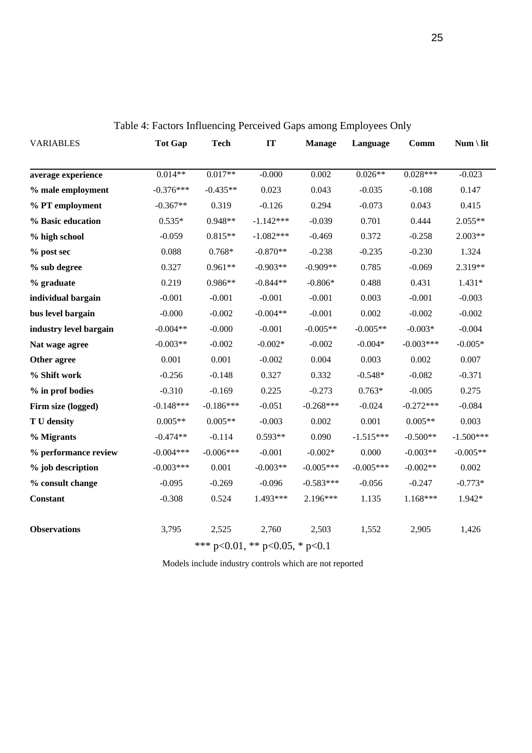Table 4: Factors Influencing Perceived Gaps among Employees Only

| VARIABLES | Tot Gap | Tech | IT | Manage | Language | Comm | Num \ lit |
|---|---|---|---|---|---|---|---|
| **average experience** | 0.014** | 0.017** | -0.000 | 0.002 | 0.026** | 0.028*** | -0.023 |
| **% male employment** | -0.376*** | -0.435** | 0.023 | 0.043 | -0.035 | -0.108 | 0.147 |
| **% PT employment** | -0.367** | 0.319 | -0.126 | 0.294 | -0.073 | 0.043 | 0.415 |
| **% Basic education** | 0.535* | 0.948** | -1.142*** | -0.039 | 0.701 | 0.444 | 2.055** |
| **% high school** | -0.059 | 0.815** | -1.082*** | -0.469 | 0.372 | -0.258 | 2.003** |
| **% post sec** | 0.088 | 0.768* | -0.870** | -0.238 | -0.235 | -0.230 | 1.324 |
| **% sub degree** | 0.327 | 0.961** | -0.903** | -0.909** | 0.785 | -0.069 | 2.319** |
| **% graduate** | 0.219 | 0.986** | -0.844** | -0.806* | 0.488 | 0.431 | 1.431* |
| **individual bargain** | -0.001 | -0.001 | -0.001 | -0.001 | 0.003 | -0.001 | -0.003 |
| **bus level bargain** | -0.000 | -0.002 | -0.004** | -0.001 | 0.002 | -0.002 | -0.002 |
| **industry level bargain** | -0.004** | -0.000 | -0.001 | -0.005** | -0.005** | -0.003* | -0.004 |
| **Nat wage agree** | -0.003** | -0.002 | -0.002* | -0.002 | -0.004* | -0.003*** | -0.005* |
| **Other agree** | 0.001 | 0.001 | -0.002 | 0.004 | 0.003 | 0.002 | 0.007 |
| **% Shift work** | -0.256 | -0.148 | 0.327 | 0.332 | -0.548* | -0.082 | -0.371 |
| **% in prof bodies** | -0.310 | -0.169 | 0.225 | -0.273 | 0.763* | -0.005 | 0.275 |
| **Firm size (logged)** | -0.148*** | -0.186*** | -0.051 | -0.268*** | -0.024 | -0.272*** | -0.084 |
| **T U density** | 0.005** | 0.005** | -0.003 | 0.002 | 0.001 | 0.005** | 0.003 |
| **% Migrants** | -0.474** | -0.114 | 0.593** | 0.090 | -1.515*** | -0.500** | -1.500*** |
| **% performance review** | -0.004*** | -0.006*** | -0.001 | -0.002* | 0.000 | -0.003** | -0.005** |
| **% job description** | -0.003*** | 0.001 | -0.003** | -0.005*** | -0.005*** | -0.002** | 0.002 |
| **% consult change** | -0.095 | -0.269 | -0.096 | -0.583*** | -0.056 | -0.247 | -0.773* |
| **Constant** | -0.308 | 0.524 | 1.493*** | 2.196*** | 1.135 | 1.168*** | 1.942* |
| **Observations** | 3,795 | 2,525 | 2,760 | 2,503 | 1,552 | 2,905 | 1,426 |

*** p<0.01, ** p<0.05, * p<0.1

Models include industry controls which are not reported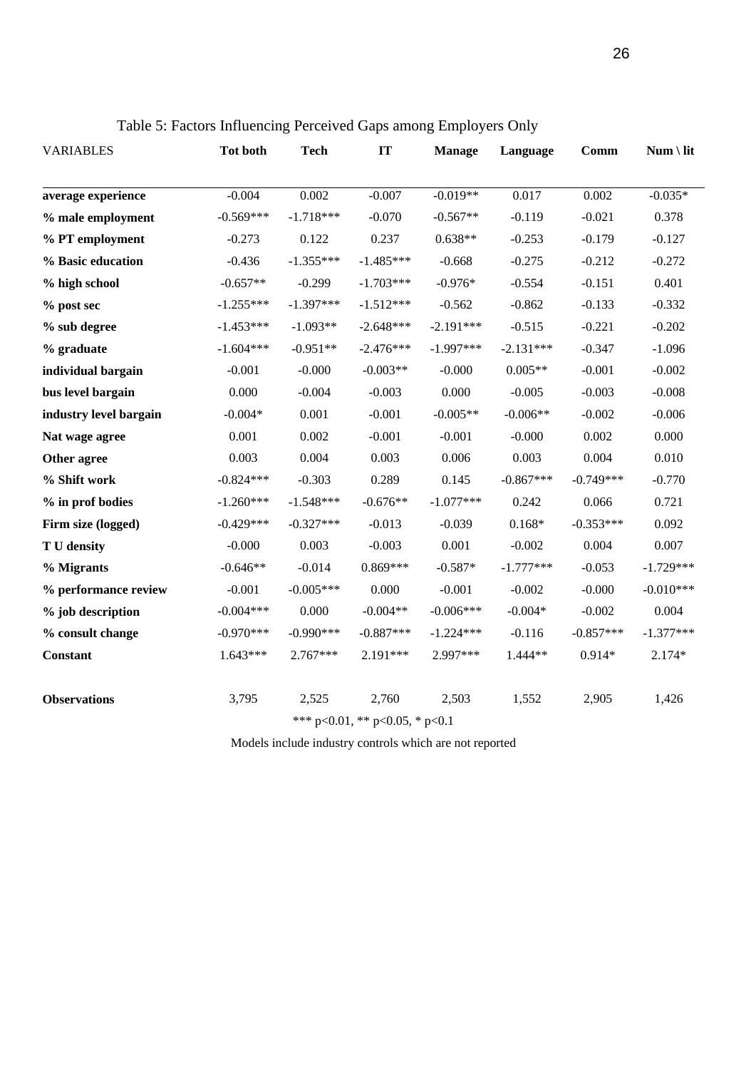Table 5: Factors Influencing Perceived Gaps among Employers Only

| VARIABLES | Tot both | Tech | IT | Manage | Language | Comm | Num \ lit |
|---|---|---|---|---|---|---|---|
| **average experience** | -0.004 | 0.002 | -0.007 | -0.019** | 0.017 | 0.002 | -0.035* |
| **% male employment** | -0.569*** | -1.718*** | -0.070 | -0.567** | -0.119 | -0.021 | 0.378 |
| **% PT employment** | -0.273 | 0.122 | 0.237 | 0.638** | -0.253 | -0.179 | -0.127 |
| **% Basic education** | -0.436 | -1.355*** | -1.485*** | -0.668 | -0.275 | -0.212 | -0.272 |
| **% high school** | -0.657** | -0.299 | -1.703*** | -0.976* | -0.554 | -0.151 | 0.401 |
| **% post sec** | -1.255*** | -1.397*** | -1.512*** | -0.562 | -0.862 | -0.133 | -0.332 |
| **% sub degree** | -1.453*** | -1.093** | -2.648*** | -2.191*** | -0.515 | -0.221 | -0.202 |
| **% graduate** | -1.604*** | -0.951** | -2.476*** | -1.997*** | -2.131*** | -0.347 | -1.096 |
| **individual bargain** | -0.001 | -0.000 | -0.003** | -0.000 | 0.005** | -0.001 | -0.002 |
| **bus level bargain** | 0.000 | -0.004 | -0.003 | 0.000 | -0.005 | -0.003 | -0.008 |
| **industry level bargain** | -0.004* | 0.001 | -0.001 | -0.005** | -0.006** | -0.002 | -0.006 |
| **Nat wage agree** | 0.001 | 0.002 | -0.001 | -0.001 | -0.000 | 0.002 | 0.000 |
| **Other agree** | 0.003 | 0.004 | 0.003 | 0.006 | 0.003 | 0.004 | 0.010 |
| **% Shift work** | -0.824*** | -0.303 | 0.289 | 0.145 | -0.867*** | -0.749*** | -0.770 |
| **% in prof bodies** | -1.260*** | -1.548*** | -0.676** | -1.077*** | 0.242 | 0.066 | 0.721 |
| **Firm size (logged)** | -0.429*** | -0.327*** | -0.013 | -0.039 | 0.168* | -0.353*** | 0.092 |
| **T U density** | -0.000 | 0.003 | -0.003 | 0.001 | -0.002 | 0.004 | 0.007 |
| **% Migrants** | -0.646** | -0.014 | 0.869*** | -0.587* | -1.777*** | -0.053 | -1.729*** |
| **% performance review** | -0.001 | -0.005*** | 0.000 | -0.001 | -0.002 | -0.000 | -0.010*** |
| **% job description** | -0.004*** | 0.000 | -0.004** | -0.006*** | -0.004* | -0.002 | 0.004 |
| **% consult change** | -0.970*** | -0.990*** | -0.887*** | -1.224*** | -0.116 | -0.857*** | -1.377*** |
| **Constant** | 1.643*** | 2.767*** | 2.191*** | 2.997*** | 1.444** | 0.914* | 2.174* |
| **Observations** | 3,795 | 2,525 | 2,760 | 2,503 | 1,552 | 2,905 | 1,426 |

*** p<0.01, ** p<0.05, * p<0.1

Models include industry controls which are not reported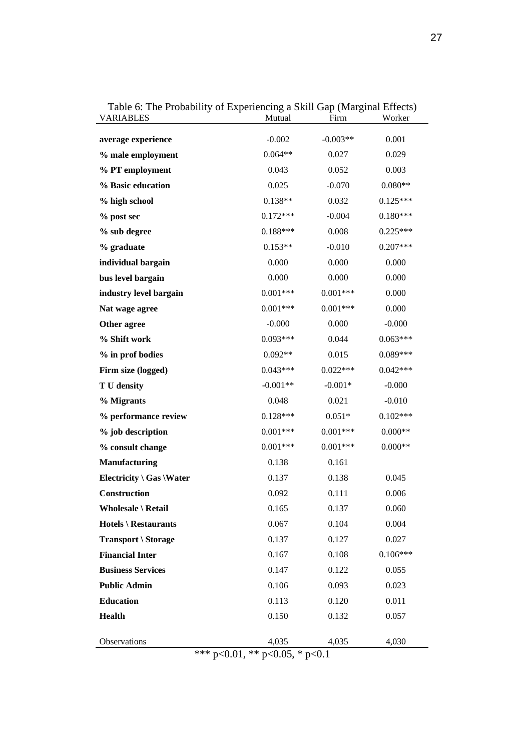Table 6: The Probability of Experiencing a Skill Gap (Marginal Effects)

| VARIABLES | Mutual | Firm | Worker |
|---|---|---|---|
| **average experience** | -0.002 | -0.003** | 0.001 |
| **% male employment** | 0.064** | 0.027 | 0.029 |
| **% PT employment** | 0.043 | 0.052 | 0.003 |
| **% Basic education** | 0.025 | -0.070 | 0.080** |
| **% high school** | 0.138** | 0.032 | 0.125*** |
| **% post sec** | 0.172*** | -0.004 | 0.180*** |
| **% sub degree** | 0.188*** | 0.008 | 0.225*** |
| **% graduate** | 0.153** | -0.010 | 0.207*** |
| **individual bargain** | 0.000 | 0.000 | 0.000 |
| **bus level bargain** | 0.000 | 0.000 | 0.000 |
| **industry level bargain** | 0.001*** | 0.001*** | 0.000 |
| **Nat wage agree** | 0.001*** | 0.001*** | 0.000 |
| **Other agree** | -0.000 | 0.000 | -0.000 |
| **% Shift work** | 0.093*** | 0.044 | 0.063*** |
| **% in prof bodies** | 0.092** | 0.015 | 0.089*** |
| **Firm size (logged)** | 0.043*** | 0.022*** | 0.042*** |
| **T U density** | -0.001** | -0.001* | -0.000 |
| **% Migrants** | 0.048 | 0.021 | -0.010 |
| **% performance review** | 0.128*** | 0.051* | 0.102*** |
| **% job description** | 0.001*** | 0.001*** | 0.000** |
| **% consult change** | 0.001*** | 0.001*** | 0.000** |
| **Manufacturing** | 0.138 | 0.161 | |
| **Electricity \ Gas \Water** | 0.137 | 0.138 | 0.045 |
| **Construction** | 0.092 | 0.111 | 0.006 |
| **Wholesale \ Retail** | 0.165 | 0.137 | 0.060 |
| **Hotels \ Restaurants** | 0.067 | 0.104 | 0.004 |
| **Transport \ Storage** | 0.137 | 0.127 | 0.027 |
| **Financial Inter** | 0.167 | 0.108 | 0.106*** |
| **Business Services** | 0.147 | 0.122 | 0.055 |
| **Public Admin** | 0.106 | 0.093 | 0.023 |
| **Education** | 0.113 | 0.120 | 0.011 |
| **Health** | 0.150 | 0.132 | 0.057 |
| Observations | 4,035 | 4,035 | 4,030 |

*** p<0.01, ** p<0.05, * p<0.1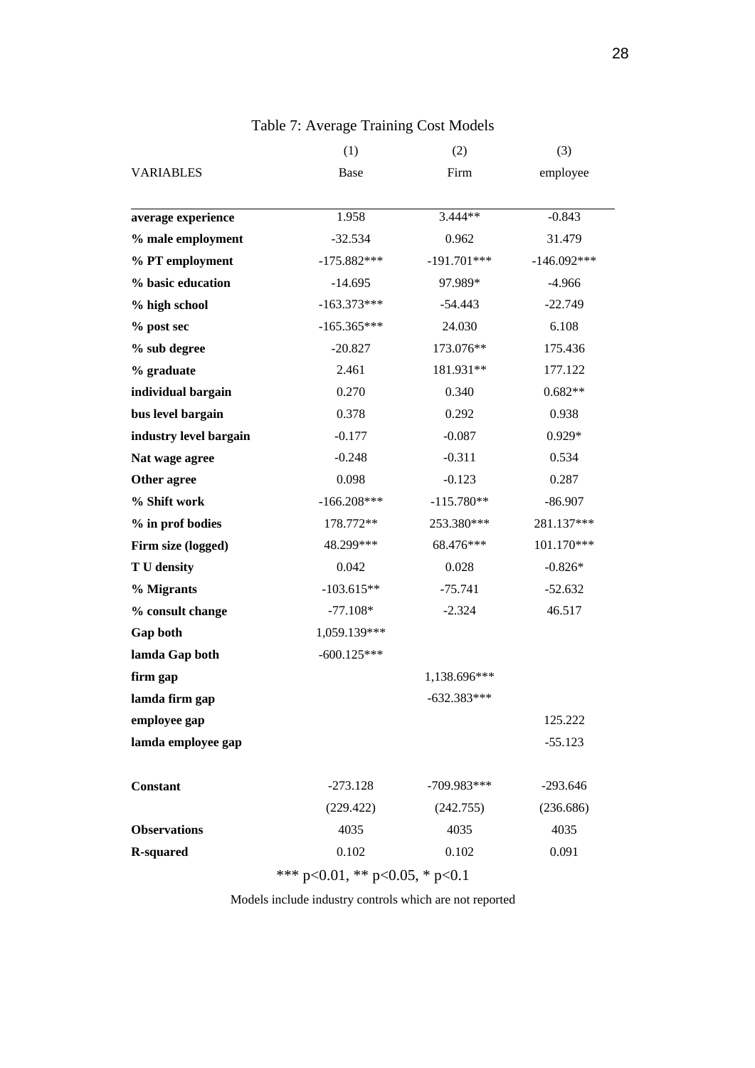Table 7: Average Training Cost Models

| VARIABLES | (1)<br>Base | (2)<br>Firm | (3)<br>employee |
|---|---|---|---|
| **average experience** | 1.958 | 3.444** | -0.843 |
| **% male employment** | -32.534 | 0.962 | 31.479 |
| **% PT employment** | -175.882*** | -191.701*** | -146.092*** |
| **% basic education** | -14.695 | 97.989* | -4.966 |
| **% high school** | -163.373*** | -54.443 | -22.749 |
| **% post sec** | -165.365*** | 24.030 | 6.108 |
| **% sub degree** | -20.827 | 173.076** | 175.436 |
| **% graduate** | 2.461 | 181.931** | 177.122 |
| **individual bargain** | 0.270 | 0.340 | 0.682** |
| **bus level bargain** | 0.378 | 0.292 | 0.938 |
| **industry level bargain** | -0.177 | -0.087 | 0.929* |
| **Nat wage agree** | -0.248 | -0.311 | 0.534 |
| **Other agree** | 0.098 | -0.123 | 0.287 |
| **% Shift work** | -166.208*** | -115.780** | -86.907 |
| **% in prof bodies** | 178.772** | 253.380*** | 281.137*** |
| **Firm size (logged)** | 48.299*** | 68.476*** | 101.170*** |
| **T U density** | 0.042 | 0.028 | -0.826* |
| **% Migrants** | -103.615** | -75.741 | -52.632 |
| **% consult change** | -77.108* | -2.324 | 46.517 |
| **Gap both** | 1,059.139*** | | |
| **lamda Gap both** | -600.125*** | | |
| **firm gap** | | 1,138.696*** | |
| **lamda firm gap** | | -632.383*** | |
| **employee gap** | | | 125.222 |
| **lamda employee gap** | | | -55.123 |
| **Constant** | -273.128 | -709.983*** | -293.646 |
| | (229.422) | (242.755) | (236.686) |
| **Observations** | 4035 | 4035 | 4035 |
| **R-squared** | 0.102 | 0.102 | 0.091 |

*** p<0.01, ** p<0.05, * p<0.1

Models include industry controls which are not reported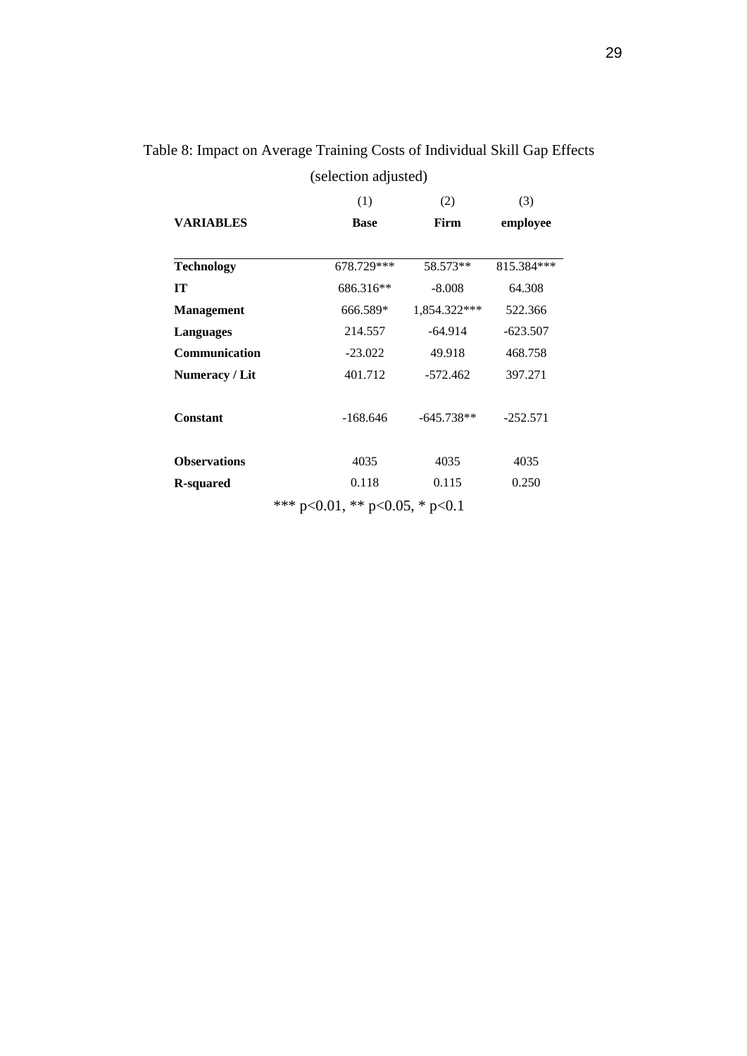Table 8: Impact on Average Training Costs of Individual Skill Gap Effects (selection adjusted)

| | (1) | (2) | (3) |
|---|---|---|---|
| **VARIABLES** | **Base** | **Firm** | **employee** |
| **Technology** | 678.729*** | 58.573** | 815.384*** |
| **IT** | 686.316** | -8.008 | 64.308 |
| **Management** | 666.589* | 1,854.322*** | 522.366 |
| **Languages** | 214.557 | -64.914 | -623.507 |
| **Communication** | -23.022 | 49.918 | 468.758 |
| **Numeracy / Lit** | 401.712 | -572.462 | 397.271 |
| **Constant** | -168.646 | -645.738** | -252.571 |
| **Observations** | 4035 | 4035 | 4035 |
| **R-squared** | 0.118 | 0.115 | 0.250 |

*** p<0.01, ** p<0.05, * p<0.1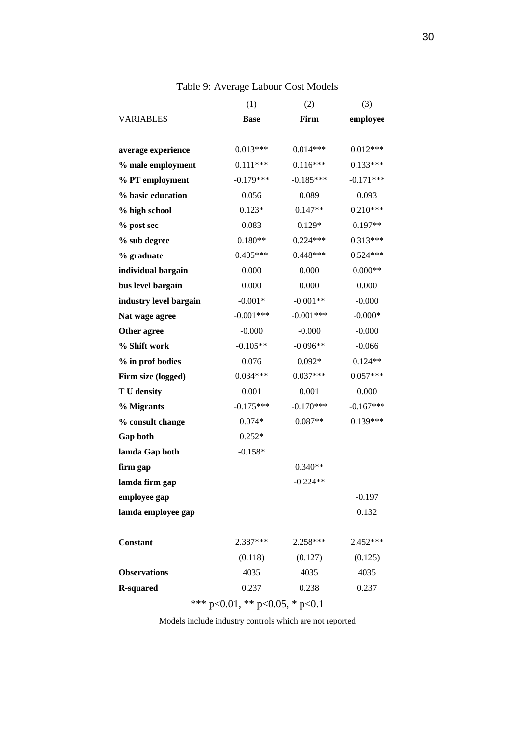Table 9: Average Labour Cost Models

| VARIABLES | (1)<br>**Base** | (2)<br>**Firm** | (3)<br>**employee** |
|---|---|---|---|
| **average experience** | 0.013*** | 0.014*** | 0.012*** |
| **% male employment** | 0.111*** | 0.116*** | 0.133*** |
| **% PT employment** | -0.179*** | -0.185*** | -0.171*** |
| **% basic education** | 0.056 | 0.089 | 0.093 |
| **% high school** | 0.123* | 0.147** | 0.210*** |
| **% post sec** | 0.083 | 0.129* | 0.197** |
| **% sub degree** | 0.180** | 0.224*** | 0.313*** |
| **% graduate** | 0.405*** | 0.448*** | 0.524*** |
| **individual bargain** | 0.000 | 0.000 | 0.000** |
| **bus level bargain** | 0.000 | 0.000 | 0.000 |
| **industry level bargain** | -0.001* | -0.001** | -0.000 |
| **Nat wage agree** | -0.001*** | -0.001*** | -0.000* |
| **Other agree** | -0.000 | -0.000 | -0.000 |
| **% Shift work** | -0.105** | -0.096** | -0.066 |
| **% in prof bodies** | 0.076 | 0.092* | 0.124** |
| **Firm size (logged)** | 0.034*** | 0.037*** | 0.057*** |
| **T U density** | 0.001 | 0.001 | 0.000 |
| **% Migrants** | -0.175*** | -0.170*** | -0.167*** |
| **% consult change** | 0.074* | 0.087** | 0.139*** |
| **Gap both** | 0.252* | | |
| **lamda Gap both** | -0.158* | | |
| **firm gap** | | 0.340** | |
| **lamda firm gap** | | -0.224** | |
| **employee gap** | | | -0.197 |
| **lamda employee gap** | | | 0.132 |
| **Constant** | 2.387*** | 2.258*** | 2.452*** |
| | (0.118) | (0.127) | (0.125) |
| **Observations** | 4035 | 4035 | 4035 |
| **R-squared** | 0.237 | 0.238 | 0.237 |

*** p<0.01, ** p<0.05, * p<0.1

Models include industry controls which are not reported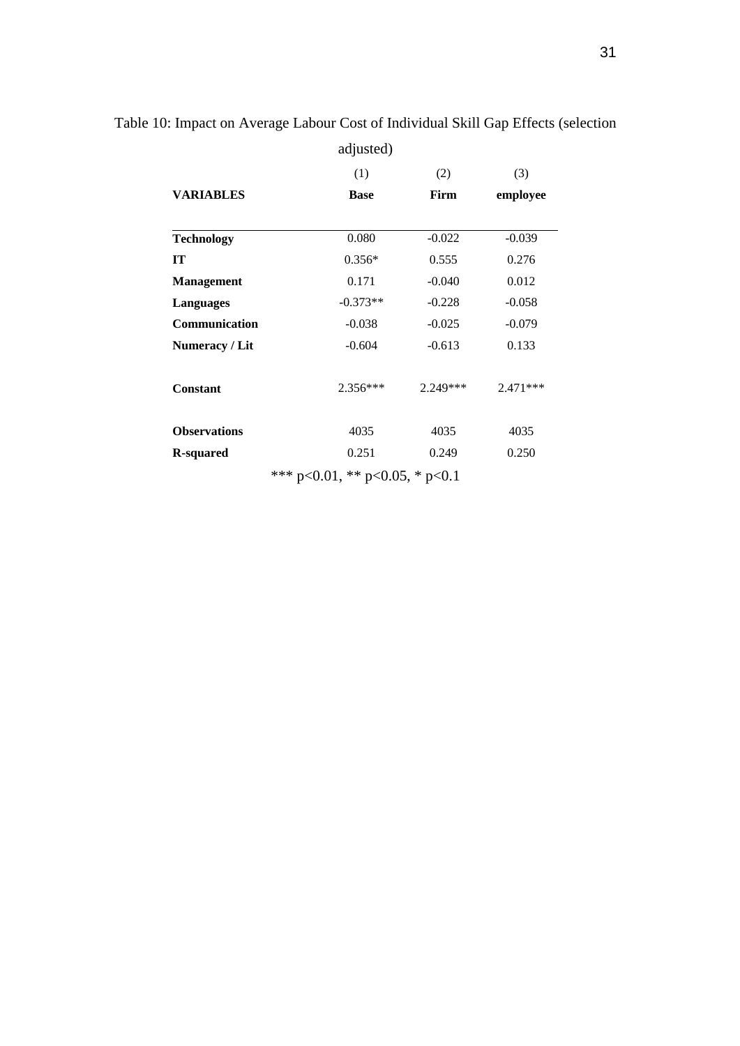Table 10: Impact on Average Labour Cost of Individual Skill Gap Effects (selection adjusted)

| | (1) | (2) | (3) |
|---|---|---|---|
| **VARIABLES** | **Base** | **Firm** | **employee** |
| **Technology** | 0.080 | -0.022 | -0.039 |
| **IT** | 0.356* | 0.555 | 0.276 |
| **Management** | 0.171 | -0.040 | 0.012 |
| **Languages** | -0.373** | -0.228 | -0.058 |
| **Communication** | -0.038 | -0.025 | -0.079 |
| **Numeracy / Lit** | -0.604 | -0.613 | 0.133 |
| **Constant** | 2.356*** | 2.249*** | 2.471*** |
| **Observations** | 4035 | 4035 | 4035 |
| **R-squared** | 0.251 | 0.249 | 0.250 |

*** $p<0.01$, ** $p<0.05$, * $p<0.1$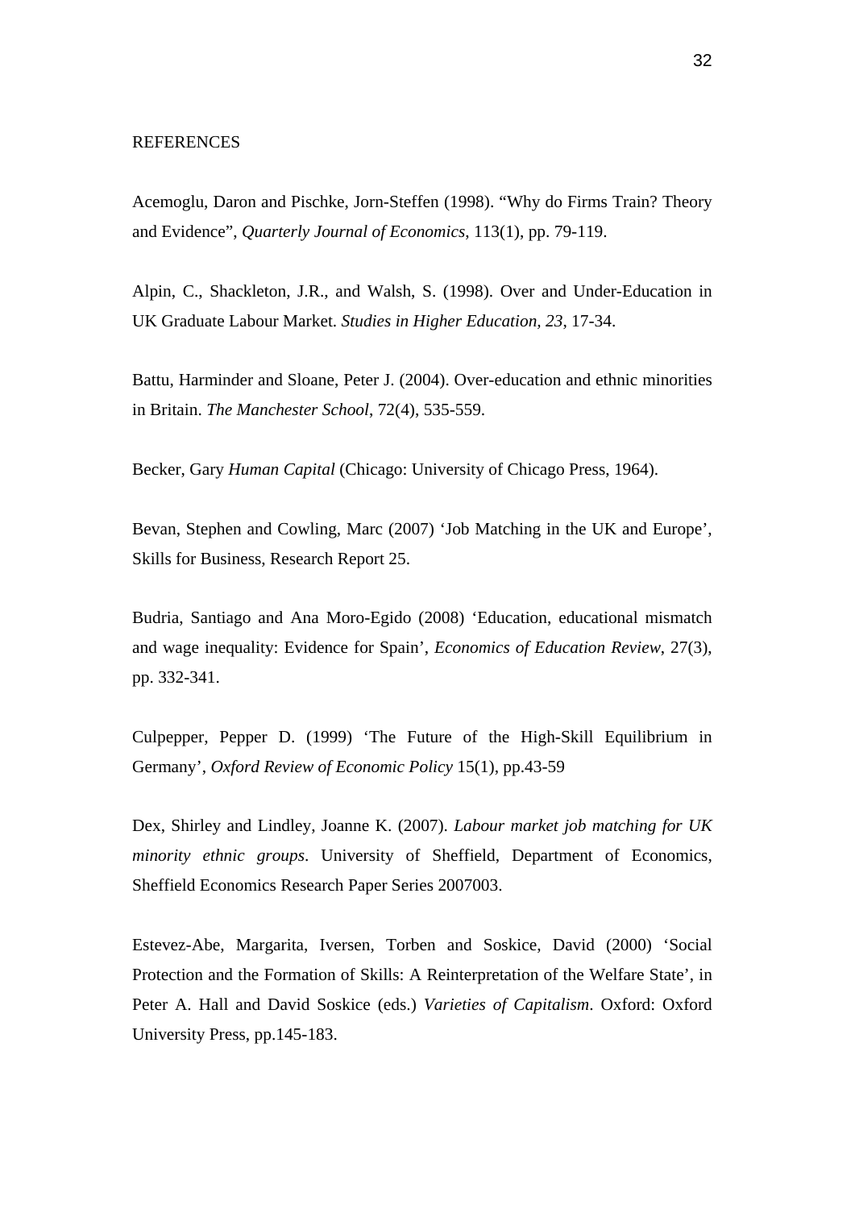REFERENCES

Acemoglu, Daron and Pischke, Jorn-Steffen (1998). “Why do Firms Train? Theory and Evidence”, *Quarterly Journal of Economics*, 113(1), pp. 79-119.

Alpin, C., Shackleton, J.R., and Walsh, S. (1998). Over and Under-Education in UK Graduate Labour Market. *Studies in Higher Education, 23*, 17-34.

Battu, Harminder and Sloane, Peter J. (2004). Over-education and ethnic minorities in Britain. *The Manchester School*, 72(4), 535-559.

Becker, Gary *Human Capital* (Chicago: University of Chicago Press, 1964).

Bevan, Stephen and Cowling, Marc (2007) ‘Job Matching in the UK and Europe’, Skills for Business, Research Report 25.

Budria, Santiago and Ana Moro-Egido (2008) ‘Education, educational mismatch and wage inequality: Evidence for Spain’, *Economics of Education Review*, 27(3), pp. 332-341.

Culpepper, Pepper D. (1999) ‘The Future of the High-Skill Equilibrium in Germany’, *Oxford Review of Economic Policy* 15(1), pp.43-59

Dex, Shirley and Lindley, Joanne K. (2007). *Labour market job matching for UK minority ethnic groups*. University of Sheffield, Department of Economics, Sheffield Economics Research Paper Series 2007003.

Estevez-Abe, Margarita, Iversen, Torben and Soskice, David (2000) ‘Social Protection and the Formation of Skills: A Reinterpretation of the Welfare State’, in Peter A. Hall and David Soskice (eds.) *Varieties of Capitalism*. Oxford: Oxford University Press, pp.145-183.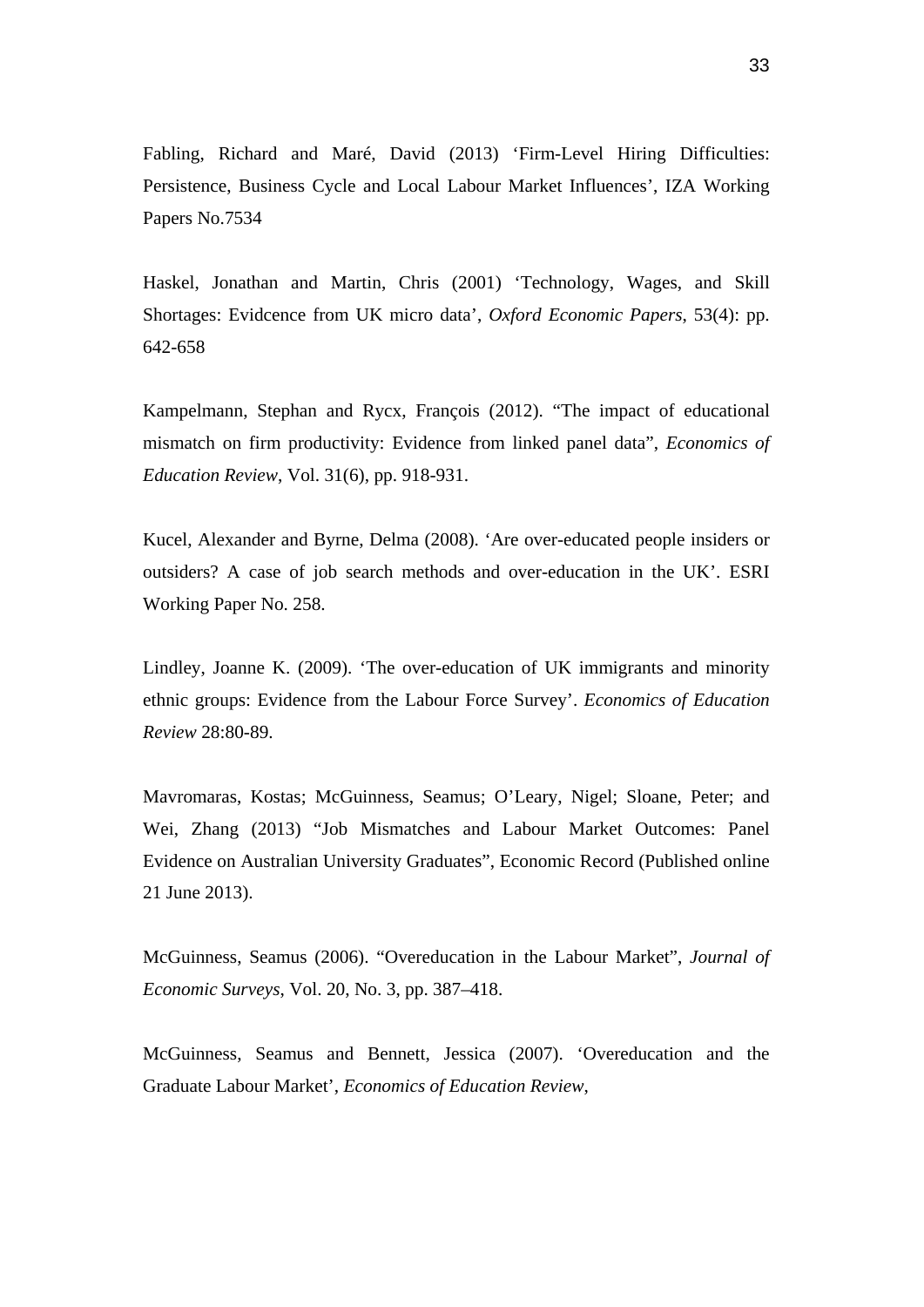Fabling, Richard and Maré, David (2013) 'Firm-Level Hiring Difficulties: Persistence, Business Cycle and Local Labour Market Influences', IZA Working Papers No.7534

Haskel, Jonathan and Martin, Chris (2001) 'Technology, Wages, and Skill Shortages: Evidcence from UK micro data', *Oxford Economic Papers*, 53(4): pp. 642-658

Kampelmann, Stephan and Rycx, François (2012). "The impact of educational mismatch on firm productivity: Evidence from linked panel data", *Economics of Education Review*, Vol. 31(6), pp. 918-931.

Kucel, Alexander and Byrne, Delma (2008). 'Are over-educated people insiders or outsiders? A case of job search methods and over-education in the UK'. ESRI Working Paper No. 258.

Lindley, Joanne K. (2009). 'The over-education of UK immigrants and minority ethnic groups: Evidence from the Labour Force Survey'. *Economics of Education Review* 28:80-89.

Mavromaras, Kostas; McGuinness, Seamus; O'Leary, Nigel; Sloane, Peter; and Wei, Zhang (2013) "Job Mismatches and Labour Market Outcomes: Panel Evidence on Australian University Graduates", Economic Record (Published online 21 June 2013).

McGuinness, Seamus (2006). "Overeducation in the Labour Market", *Journal of Economic Surveys*, Vol. 20, No. 3, pp. 387–418.

McGuinness, Seamus and Bennett, Jessica (2007). 'Overeducation and the Graduate Labour Market', *Economics of Education Review*,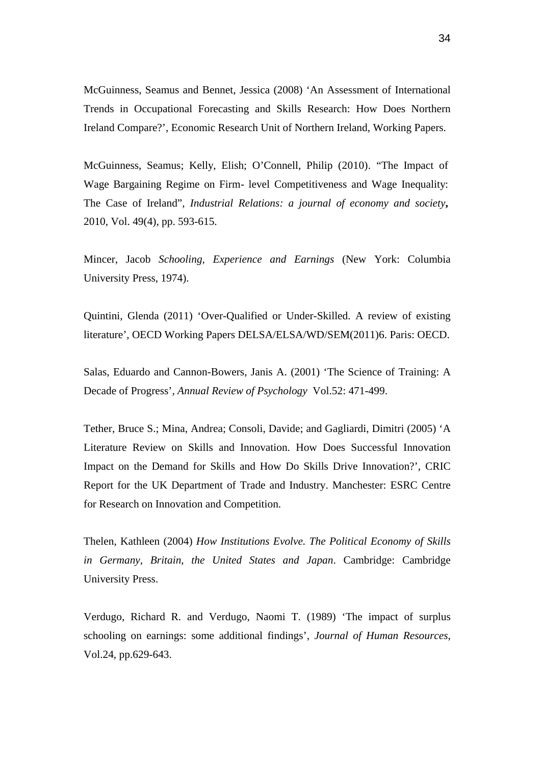McGuinness, Seamus and Bennet, Jessica (2008) 'An Assessment of International Trends in Occupational Forecasting and Skills Research: How Does Northern Ireland Compare?', Economic Research Unit of Northern Ireland, Working Papers.

McGuinness, Seamus; Kelly, Elish; O'Connell, Philip (2010). "The Impact of Wage Bargaining Regime on Firm- level Competitiveness and Wage Inequality: The Case of Ireland", *Industrial Relations: a journal of economy and society*, 2010, Vol. 49(4), pp. 593-615.

Mincer, Jacob *Schooling, Experience and Earnings* (New York: Columbia University Press, 1974).

Quintini, Glenda (2011) 'Over-Qualified or Under-Skilled. A review of existing literature', OECD Working Papers DELSA/ELSA/WD/SEM(2011)6. Paris: OECD.

Salas, Eduardo and Cannon-Bowers, Janis A. (2001) 'The Science of Training: A Decade of Progress', *Annual Review of Psychology* Vol.52: 471-499.

Tether, Bruce S.; Mina, Andrea; Consoli, Davide; and Gagliardi, Dimitri (2005) 'A Literature Review on Skills and Innovation. How Does Successful Innovation Impact on the Demand for Skills and How Do Skills Drive Innovation?', CRIC Report for the UK Department of Trade and Industry. Manchester: ESRC Centre for Research on Innovation and Competition.

Thelen, Kathleen (2004) *How Institutions Evolve. The Political Economy of Skills in Germany, Britain, the United States and Japan*. Cambridge: Cambridge University Press.

Verdugo, Richard R. and Verdugo, Naomi T. (1989) 'The impact of surplus schooling on earnings: some additional findings', *Journal of Human Resources*, Vol.24, pp.629-643.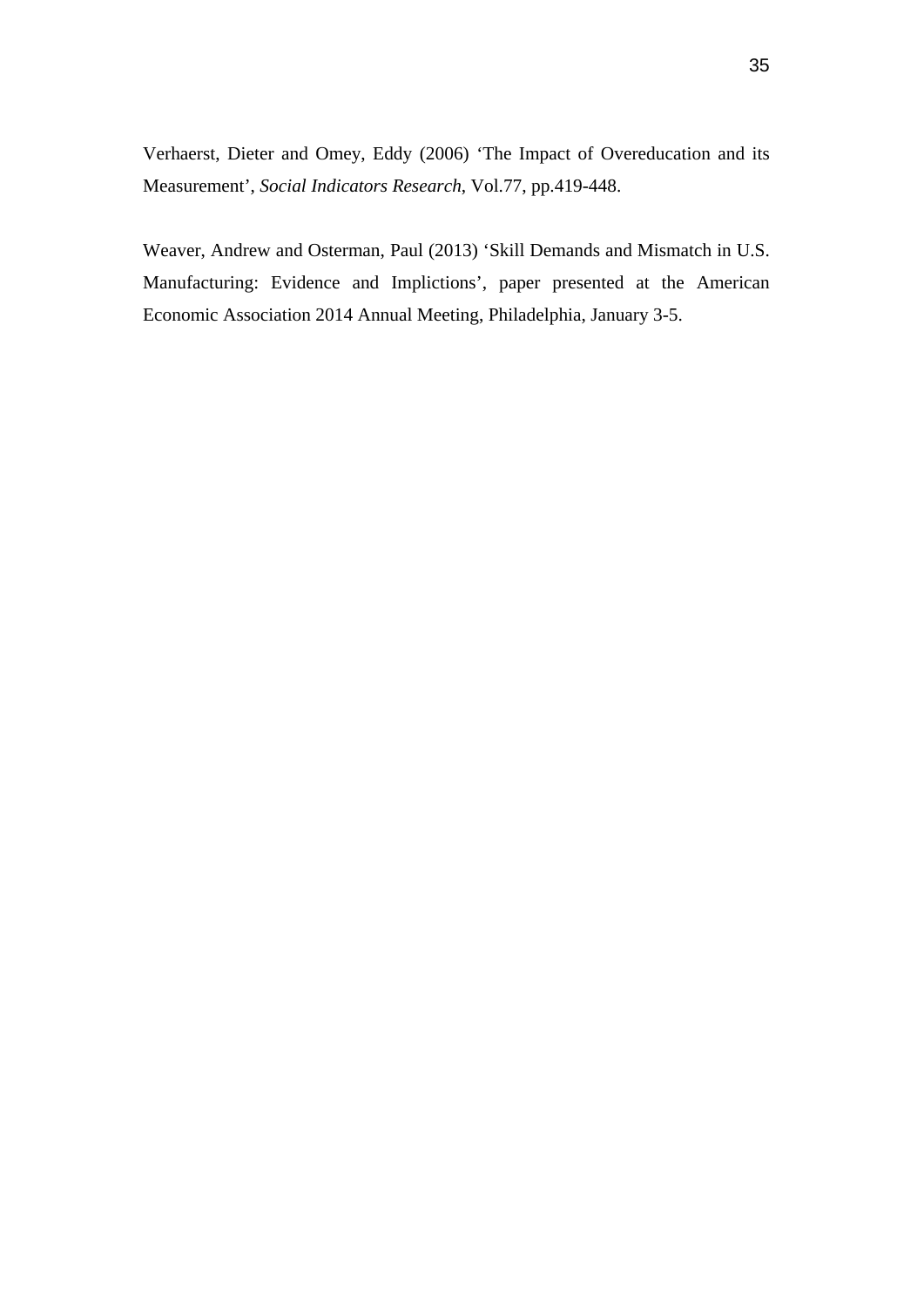Verhaerst, Dieter and Omey, Eddy (2006) 'The Impact of Overeducation and its Measurement', *Social Indicators Research*, Vol.77, pp.419-448.

Weaver, Andrew and Osterman, Paul (2013) 'Skill Demands and Mismatch in U.S. Manufacturing: Evidence and Implictions', paper presented at the American Economic Association 2014 Annual Meeting, Philadelphia, January 3-5.